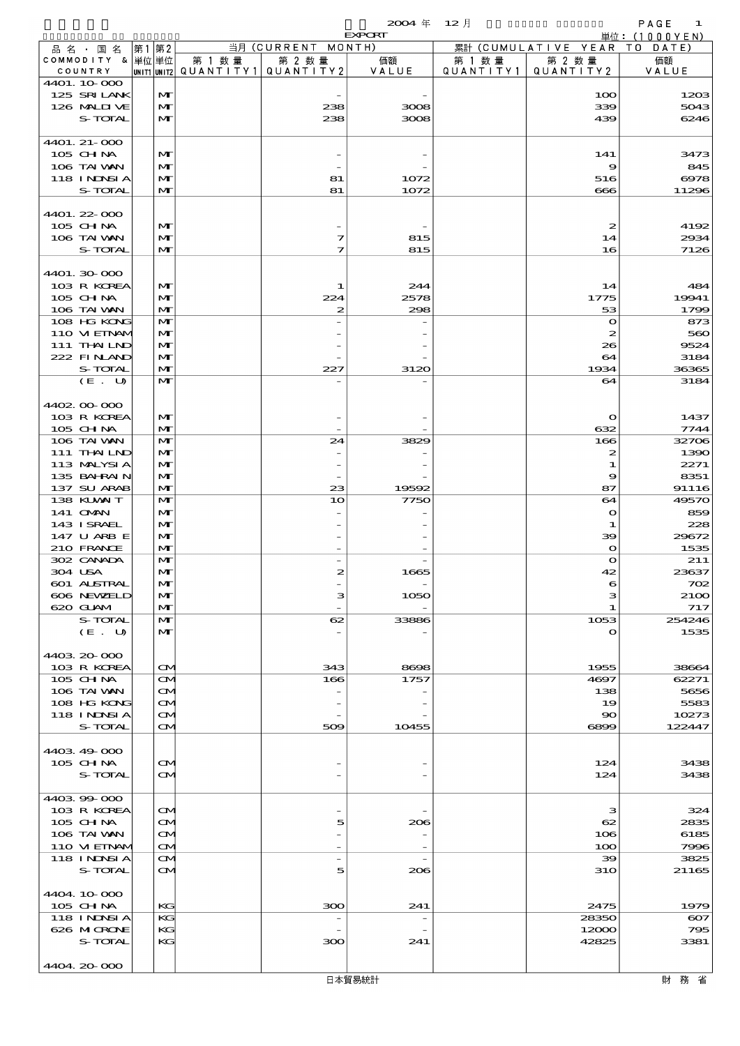2004 年 12 月 EXPORT

単位：(1000YEN)

| 品名・国名 COMMODITY & COUNTRY | 第1 単位 UNIT1 | 第2 単位 UNIT2 | 当月 (CURRENT MONTH) 第1数量 QUANTITY1 | 第2数量 QUANTITY2 | 価額 VALUE | 累計 (CUMULATIVE YEAR TO DATE) 第1数量 QUANTITY1 | 第2数量 QUANTITY2 | 価額 VALUE |
|---|---|---|---|---|---|---|---|---|
| 4401.10-000 | | | | | | | | |
| 125 SRI LANK | | MT | | - | - | | 100 | 1203 |
| 126 MALDIVE | | MT | | 238 | 3008 | | 339 | 5043 |
| S-TOTAL | | MT | | 238 | 3008 | | 439 | 6246 |
| 4401.21-000 | | | | | | | | |
| 105 CHINA | | MT | | - | - | | 141 | 3473 |
| 106 TAIWAN | | MT | | - | - | | 9 | 845 |
| 118 INDNSIA | | MT | | 81 | 1072 | | 516 | 6978 |
| S-TOTAL | | MT | | 81 | 1072 | | 666 | 11296 |
| 4401.22-000 | | | | | | | | |
| 105 CHINA | | MT | | - | - | | 2 | 4192 |
| 106 TAIWAN | | MT | | 7 | 815 | | 14 | 2934 |
| S-TOTAL | | MT | | 7 | 815 | | 16 | 7126 |
| 4401.30-000 | | | | | | | | |
| 103 R KOREA | | MT | | 1 | 244 | | 14 | 484 |
| 105 CHINA | | MT | | 224 | 2578 | | 1775 | 19941 |
| 106 TAIWAN | | MT | | 2 | 298 | | 53 | 1799 |
| 108 HG KONG | | MT | | - | - | | 0 | 873 |
| 110 VIETNAM | | MT | | - | - | | 2 | 560 |
| 111 THAILND | | MT | | - | - | | 26 | 9524 |
| 222 FINLAND | | MT | | - | - | | 64 | 3184 |
| S-TOTAL | | MT | | 227 | 3120 | | 1934 | 36365 |
| (E. U) | | MT | | - | - | | 64 | 3184 |
| 4402.00-000 | | | | | | | | |
| 103 R KOREA | | MT | | - | - | | 0 | 1437 |
| 105 CHINA | | MT | | - | - | | 632 | 7744 |
| 106 TAIWAN | | MT | | 24 | 3829 | | 166 | 32706 |
| 111 THAILND | | MT | | - | - | | 2 | 1390 |
| 113 MALYSIA | | MT | | - | - | | 1 | 2271 |
| 135 BAHRAIN | | MT | | - | - | | 9 | 8351 |
| 137 SU ARAB | | MT | | 23 | 19592 | | 87 | 91116 |
| 138 KUWAIT | | MT | | 10 | 7750 | | 64 | 49570 |
| 141 OMAN | | MT | | - | - | | 0 | 859 |
| 143 ISRAEL | | MT | | - | - | | 1 | 228 |
| 147 U ARB E | | MT | | - | - | | 39 | 29672 |
| 210 FRANCE | | MT | | - | - | | 0 | 1535 |
| 302 CANADA | | MT | | - | - | | 0 | 211 |
| 304 USA | | MT | | 2 | 1665 | | 42 | 23637 |
| 601 AUSTRAL | | MT | | - | - | | 6 | 702 |
| 606 NEWZELD | | MT | | 3 | 1050 | | 3 | 2100 |
| 620 GUAM | | MT | | - | - | | 1 | 717 |
| S-TOTAL | | MT | | 62 | 33886 | | 1053 | 254246 |
| (E. U) | | MT | | - | - | | 0 | 1535 |
| 4403.20-000 | | | | | | | | |
| 103 R KOREA | | CM | | 343 | 8698 | | 1955 | 38664 |
| 105 CHINA | | CM | | 166 | 1757 | | 4697 | 62271 |
| 106 TAIWAN | | CM | | - | - | | 138 | 5656 |
| 108 HG KONG | | CM | | - | - | | 19 | 5583 |
| 118 INDNSIA | | CM | | - | - | | 90 | 10273 |
| S-TOTAL | | CM | | 509 | 10455 | | 6899 | 122447 |
| 4403.49-000 | | | | | | | | |
| 105 CHINA | | CM | | - | - | | 124 | 3438 |
| S-TOTAL | | CM | | - | - | | 124 | 3438 |
| 4403.99-000 | | | | | | | | |
| 103 R KOREA | | CM | | - | - | | 3 | 324 |
| 105 CHINA | | CM | | 5 | 206 | | 62 | 2835 |
| 106 TAIWAN | | CM | | - | - | | 106 | 6185 |
| 110 VIETNAM | | CM | | - | - | | 100 | 7996 |
| 118 INDNSIA | | CM | | - | - | | 39 | 3825 |
| S-TOTAL | | CM | | 5 | 206 | | 310 | 21165 |
| 4404.10-000 | | | | | | | | |
| 105 CHINA | | KG | | 300 | 241 | | 2475 | 1979 |
| 118 INDNSIA | | KG | | - | - | | 28350 | 607 |
| 626 MICRONE | | KG | | - | - | | 12000 | 795 |
| S-TOTAL | | KG | | 300 | 241 | | 42825 | 3381 |
| 4404.20-000 | | | | | | | | |

日本貿易統計 財務省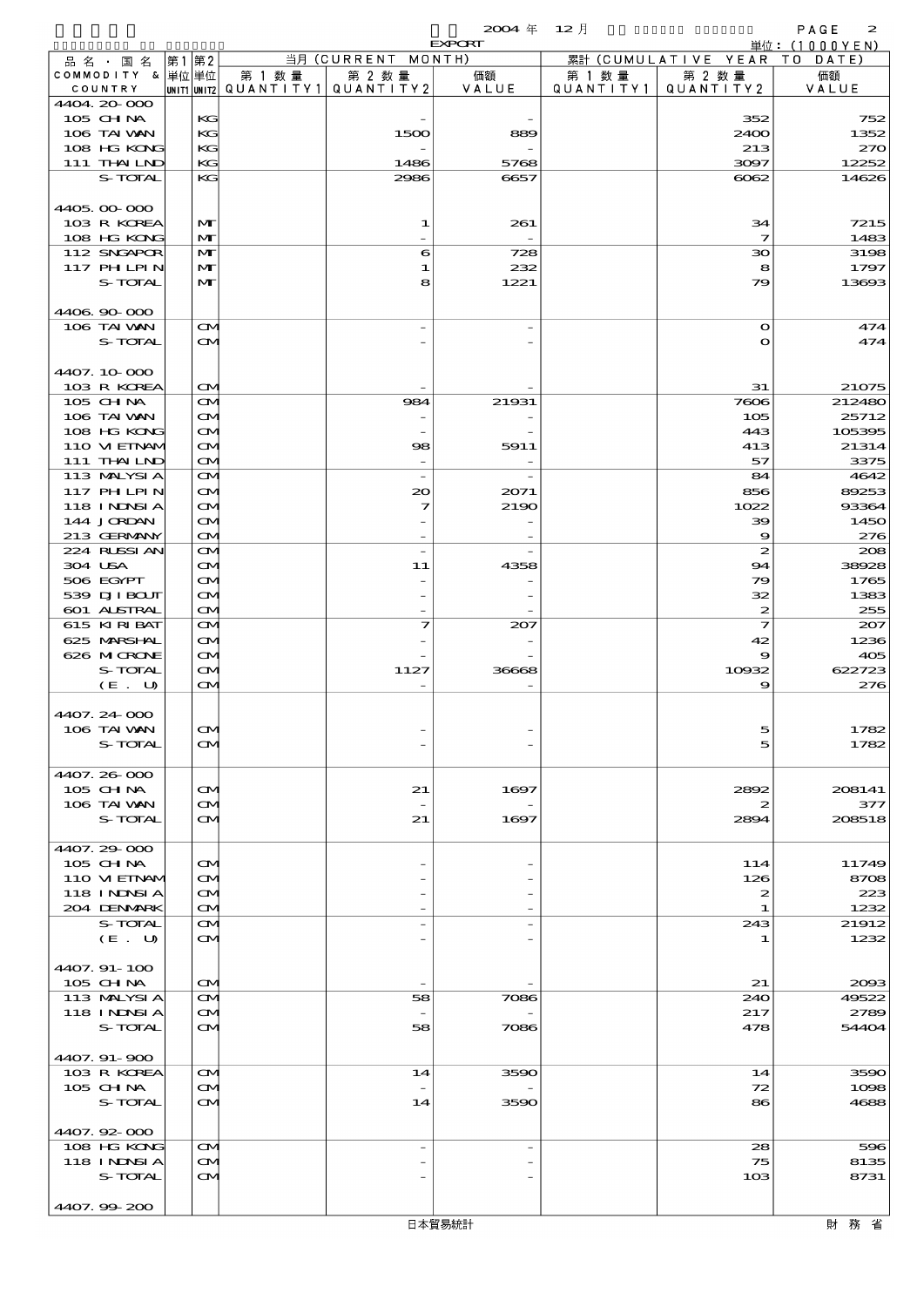2004 年 12 月 EXPORT

単位：(1000YEN)

| 品名・国名 COMMODITY & COUNTRY | 第1 単位 UNIT1 | 第2 単位 UNIT2 | 当月 (CURRENT MONTH) 第1数量 QUANTITY1 | 第2数量 QUANTITY2 | 価額 VALUE | 累計 (CUMULATIVE YEAR TO DATE) 第1数量 QUANTITY1 | 第2数量 QUANTITY2 | 価額 VALUE |
|---|---|---|---|---|---|---|---|---|
| 4404.20-000 | | | | | | | | |
| 105 CHINA | | KG | | - | - | | 352 | 752 |
| 106 TAIWAN | | KG | | 1500 | 889 | | 2400 | 1352 |
| 108 HG KONG | | KG | | - | - | | 213 | 270 |
| 111 THAILND | | KG | | 1486 | 5768 | | 3097 | 12252 |
| S-TOTAL | | KG | | 2986 | 6657 | | 6062 | 14626 |
| 4405.00-000 | | | | | | | | |
| 103 R KOREA | | MT | | 1 | 261 | | 34 | 7215 |
| 108 HG KONG | | MT | | - | - | | 7 | 1483 |
| 112 SNGAPOR | | MT | | 6 | 728 | | 30 | 3198 |
| 117 PHLPIN | | MT | | 1 | 232 | | 8 | 1797 |
| S-TOTAL | | MT | | 8 | 1221 | | 79 | 13693 |
| 4406.90-000 | | | | | | | | |
| 106 TAIWAN | | CM | | - | - | | 0 | 474 |
| S-TOTAL | | CM | | - | - | | 0 | 474 |
| 4407.10-000 | | | | | | | | |
| 103 R KOREA | | CM | | - | - | | 31 | 21075 |
| 105 CHINA | | CM | | 984 | 21931 | | 7606 | 212480 |
| 106 TAIWAN | | CM | | - | - | | 105 | 25712 |
| 108 HG KONG | | CM | | - | - | | 443 | 105395 |
| 110 VIETNAM | | CM | | 98 | 5911 | | 413 | 21314 |
| 111 THAILND | | CM | | - | - | | 57 | 3375 |
| 113 MALYSIA | | CM | | - | - | | 84 | 4642 |
| 117 PHLPIN | | CM | | 20 | 2071 | | 856 | 89253 |
| 118 INDNSIA | | CM | | 7 | 2190 | | 1022 | 93364 |
| 144 JORDAN | | CM | | - | - | | 39 | 1450 |
| 213 GERMANY | | CM | | - | - | | 9 | 276 |
| 224 RUSSIAN | | CM | | - | - | | 2 | 208 |
| 304 USA | | CM | | 11 | 4358 | | 94 | 38928 |
| 506 EGYPT | | CM | | - | - | | 79 | 1765 |
| 539 DJIBOUT | | CM | | - | - | | 32 | 1383 |
| 601 AUSTRAL | | CM | | - | - | | 2 | 255 |
| 615 KIRIBAT | | CM | | 7 | 207 | | 7 | 207 |
| 625 MARSHAL | | CM | | - | - | | 42 | 1236 |
| 626 MICRONE | | CM | | - | - | | 9 | 405 |
| S-TOTAL | | CM | | 1127 | 36668 | | 10932 | 622723 |
| (E. U) | | CM | | - | - | | 9 | 276 |
| 4407.24-000 | | | | | | | | |
| 106 TAIWAN | | CM | | - | - | | 5 | 1782 |
| S-TOTAL | | CM | | - | - | | 5 | 1782 |
| 4407.26-000 | | | | | | | | |
| 105 CHINA | | CM | | 21 | 1697 | | 2892 | 208141 |
| 106 TAIWAN | | CM | | - | - | | 2 | 377 |
| S-TOTAL | | CM | | 21 | 1697 | | 2894 | 208518 |
| 4407.29-000 | | | | | | | | |
| 105 CHINA | | CM | | - | - | | 114 | 11749 |
| 110 VIETNAM | | CM | | - | - | | 126 | 8708 |
| 118 INDNSIA | | CM | | - | - | | 2 | 223 |
| 204 DENMARK | | CM | | - | - | | 1 | 1232 |
| S-TOTAL | | CM | | - | - | | 243 | 21912 |
| (E. U) | | CM | | - | - | | 1 | 1232 |
| 4407.91-100 | | | | | | | | |
| 105 CHINA | | CM | | - | - | | 21 | 2093 |
| 113 MALYSIA | | CM | | 58 | 7086 | | 240 | 49522 |
| 118 INDNSIA | | CM | | - | - | | 217 | 2789 |
| S-TOTAL | | CM | | 58 | 7086 | | 478 | 54404 |
| 4407.91-900 | | | | | | | | |
| 103 R KOREA | | CM | | 14 | 3590 | | 14 | 3590 |
| 105 CHINA | | CM | | - | - | | 72 | 1098 |
| S-TOTAL | | CM | | 14 | 3590 | | 86 | 4688 |
| 4407.92-000 | | | | | | | | |
| 108 HG KONG | | CM | | - | - | | 28 | 596 |
| 118 INDNSIA | | CM | | - | - | | 75 | 8135 |
| S-TOTAL | | CM | | - | - | | 103 | 8731 |
| 4407.99-200 | | | | | | | | |

日本貿易統計　財務省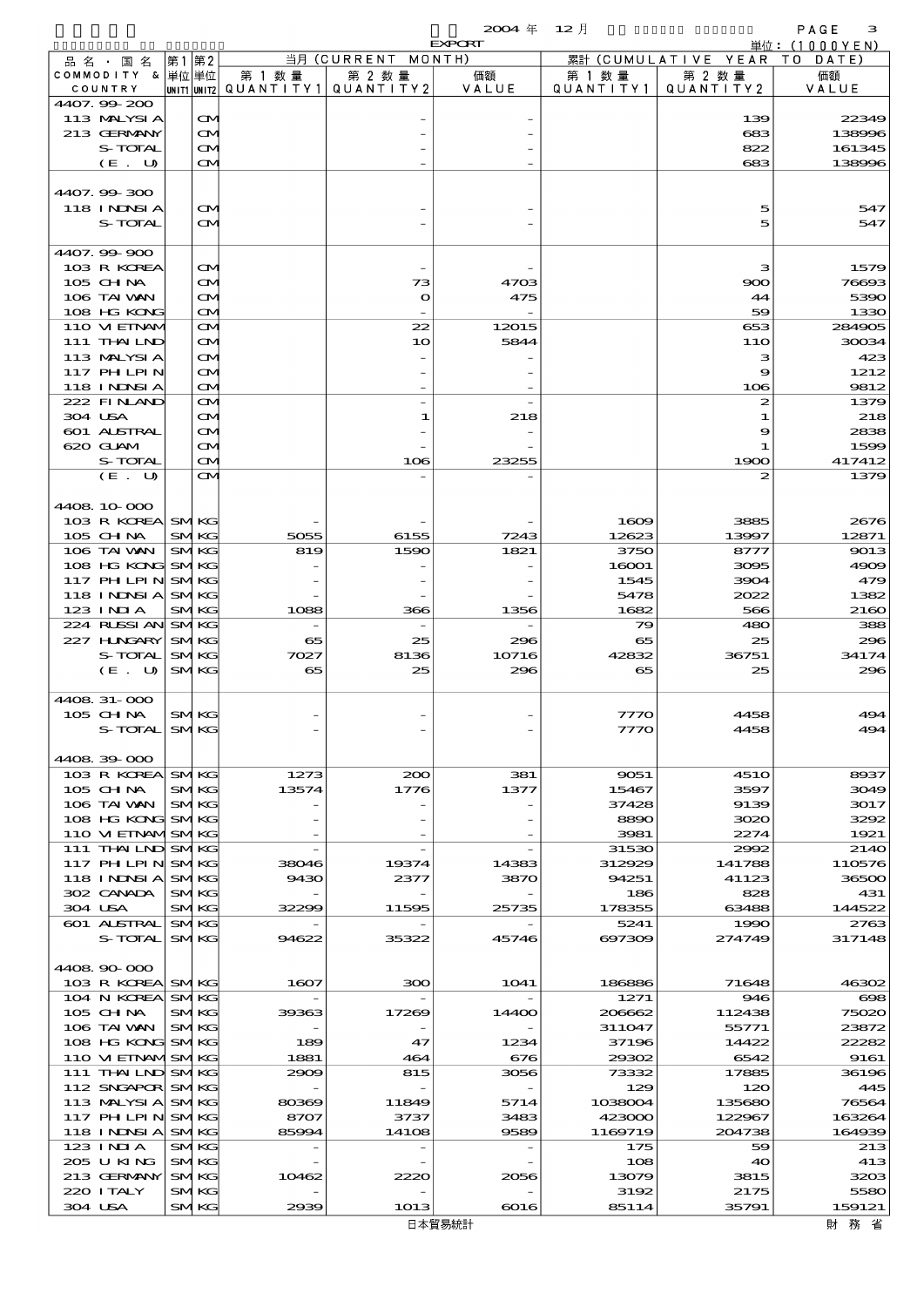2004 年 12 月 EXPORT

単位：(1000YEN)

| 品名・国名 COMMODITY & COUNTRY | 第1単位 UNIT1 | 第2単位 UNIT2 | 当月 (CURRENT MONTH) 第1数量 QUANTITY1 | 第2数量 QUANTITY2 | 価額 VALUE | 累計 (CUMULATIVE YEAR TO DATE) 第1数量 QUANTITY1 | 第2数量 QUANTITY2 | 価額 VALUE |
|---|---|---|---|---|---|---|---|---|
| 4407.99-200 | | | | | | | | |
| 113 MALYSIA | | CM | | - | - | | 139 | 22349 |
| 213 GERMANY | | CM | | - | - | | 683 | 138996 |
| S-TOTAL | | CM | | - | - | | 822 | 161345 |
| (E. U) | | CM | | - | - | | 683 | 138996 |
| 4407.99-300 | | | | | | | | |
| 118 INDNSIA | | CM | | - | - | | 5 | 547 |
| S-TOTAL | | CM | | - | - | | 5 | 547 |
| 4407.99-900 | | | | | | | | |
| 103 R KOREA | | CM | | - | - | | 3 | 1579 |
| 105 CHINA | | CM | | 73 | 4703 | | 900 | 76693 |
| 106 TAIWAN | | CM | | 0 | 475 | | 44 | 5390 |
| 108 HG KONG | | CM | | - | - | | 59 | 1330 |
| 110 VIETNAM | | CM | | 22 | 12015 | | 653 | 284905 |
| 111 THAILND | | CM | | 10 | 5844 | | 110 | 30034 |
| 113 MALYSIA | | CM | | - | - | | 3 | 423 |
| 117 PHILPIN | | CM | | - | - | | 9 | 1212 |
| 118 INDNSIA | | CM | | - | - | | 106 | 9812 |
| 222 FINLAND | | CM | | - | - | | 2 | 1379 |
| 304 USA | | CM | | 1 | 218 | | 1 | 218 |
| 601 AUSTRAL | | CM | | - | - | | 9 | 2838 |
| 620 GUAM | | CM | | - | - | | 1 | 1599 |
| S-TOTAL | | CM | | 106 | 23255 | | 1900 | 417412 |
| (E. U) | | CM | | - | - | | 2 | 1379 |
| 4408.10-000 | | | | | | | | |
| 103 R KOREA | SM | KG | - | - | - | 1609 | 3885 | 2676 |
| 105 CHINA | SM | KG | 5055 | 6155 | 7243 | 12623 | 13997 | 12871 |
| 106 TAIWAN | SM | KG | 819 | 1590 | 1821 | 3750 | 8777 | 9013 |
| 108 HG KONG | SM | KG | - | - | - | 16001 | 3095 | 4909 |
| 117 PHILPIN | SM | KG | - | - | - | 1545 | 3904 | 479 |
| 118 INDNSIA | SM | KG | - | - | - | 5478 | 2022 | 1382 |
| 123 INDIA | SM | KG | 1088 | 366 | 1356 | 1682 | 566 | 2160 |
| 224 RUSSIAN | SM | KG | - | - | - | 79 | 480 | 388 |
| 227 HUNGARY | SM | KG | 65 | 25 | 296 | 65 | 25 | 296 |
| S-TOTAL | SM | KG | 7027 | 8136 | 10716 | 42832 | 36751 | 34174 |
| (E. U) | SM | KG | 65 | 25 | 296 | 65 | 25 | 296 |
| 4408.31-000 | | | | | | | | |
| 105 CHINA | SM | KG | - | - | - | 7770 | 4458 | 494 |
| S-TOTAL | SM | KG | - | - | - | 7770 | 4458 | 494 |
| 4408.39-000 | | | | | | | | |
| 103 R KOREA | SM | KG | 1273 | 200 | 381 | 9051 | 4510 | 8937 |
| 105 CHINA | SM | KG | 13574 | 1776 | 1377 | 15467 | 3597 | 3049 |
| 106 TAIWAN | SM | KG | - | - | - | 37428 | 9139 | 3017 |
| 108 HG KONG | SM | KG | - | - | - | 8890 | 3020 | 3292 |
| 110 VIETNAM | SM | KG | - | - | - | 3981 | 2274 | 1921 |
| 111 THAILND | SM | KG | - | - | - | 31530 | 2992 | 2140 |
| 117 PHILPIN | SM | KG | 38046 | 19374 | 14383 | 312929 | 141788 | 110576 |
| 118 INDNSIA | SM | KG | 9430 | 2377 | 3870 | 94251 | 41123 | 36500 |
| 302 CANADA | SM | KG | - | - | - | 186 | 828 | 431 |
| 304 USA | SM | KG | 32299 | 11595 | 25735 | 178355 | 63488 | 144522 |
| 601 AUSTRAL | SM | KG | - | - | - | 5241 | 1990 | 2763 |
| S-TOTAL | SM | KG | 94622 | 35322 | 45746 | 697309 | 274749 | 317148 |
| 4408.90-000 | | | | | | | | |
| 103 R KOREA | SM | KG | 1607 | 300 | 1041 | 186886 | 71648 | 46302 |
| 104 N KOREA | SM | KG | - | - | - | 1271 | 946 | 698 |
| 105 CHINA | SM | KG | 39363 | 17269 | 14400 | 206662 | 112438 | 75020 |
| 106 TAIWAN | SM | KG | - | - | - | 311047 | 55771 | 23872 |
| 108 HG KONG | SM | KG | 189 | 47 | 1234 | 37196 | 14422 | 22282 |
| 110 VIETNAM | SM | KG | 1881 | 464 | 676 | 29302 | 6542 | 9161 |
| 111 THAILND | SM | KG | 2909 | 815 | 3056 | 73332 | 17885 | 36196 |
| 112 SNGAPOR | SM | KG | - | - | - | 129 | 120 | 445 |
| 113 MALYSIA | SM | KG | 80369 | 11849 | 5714 | 1038004 | 135680 | 76564 |
| 117 PHILPIN | SM | KG | 8707 | 3737 | 3483 | 423000 | 122967 | 163264 |
| 118 INDNSIA | SM | KG | 85994 | 14108 | 9589 | 1169719 | 204738 | 164939 |
| 123 INDIA | SM | KG | - | - | - | 175 | 59 | 213 |
| 205 U KING | SM | KG | - | - | - | 108 | 40 | 413 |
| 213 GERMANY | SM | KG | 10462 | 2220 | 2056 | 13079 | 3815 | 3203 |
| 220 ITALY | SM | KG | - | - | - | 3192 | 2175 | 5580 |
| 304 USA | SM | KG | 2939 | 1013 | 6016 | 85114 | 35791 | 159121 |

日本貿易統計　財務省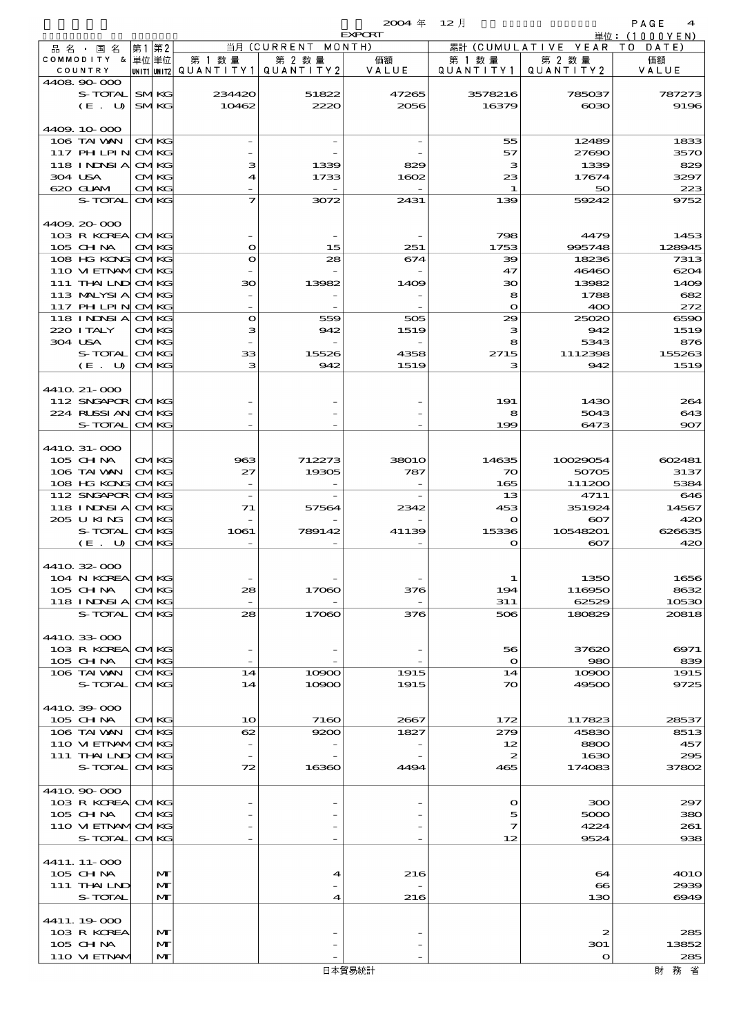2004 年 12 月 EXPORT

単位：(1000YEN)

| 品名・国名 COMMODITY & COUNTRY | 第1 単位 UNIT1 | 第2 単位 UNIT2 | 当月 (CURRENT MONTH) 第1数量 QUANTITY1 | 第2数量 QUANTITY2 | 価額 VALUE | 累計 (CUMULATIVE YEAR TO DATE) 第1数量 QUANTITY1 | 第2数量 QUANTITY2 | 価額 VALUE |
|---|---|---|---|---|---|---|---|---|
| 4408.90-000 | | | | | | | | |
| S-TOTAL | SM | KG | 234420 | 51822 | 47265 | 3578216 | 785037 | 787273 |
| (E. U) | SM | KG | 10462 | 2220 | 2056 | 16379 | 6030 | 9196 |
| 4409.10-000 | | | | | | | | |
| 106 TAIWAN | CM | KG | - | - | - | 55 | 12489 | 1833 |
| 117 PHLPIN | CM | KG | - | - | - | 57 | 27690 | 3570 |
| 118 INDNSIA | CM | KG | 3 | 1339 | 829 | 3 | 1339 | 829 |
| 304 USA | CM | KG | 4 | 1733 | 1602 | 23 | 17674 | 3297 |
| 620 GUAM | CM | KG | - | - | - | 1 | 50 | 223 |
| S-TOTAL | CM | KG | 7 | 3072 | 2431 | 139 | 59242 | 9752 |
| 4409.20-000 | | | | | | | | |
| 103 R KOREA | CM | KG | - | - | - | 798 | 4479 | 1453 |
| 105 CHINA | CM | KG | 0 | 15 | 251 | 1753 | 995748 | 128945 |
| 108 HG KONG | CM | KG | 0 | 28 | 674 | 39 | 18236 | 7313 |
| 110 VIETNAM | CM | KG | - | - | - | 47 | 46460 | 6204 |
| 111 THAILND | CM | KG | 30 | 13982 | 1409 | 30 | 13982 | 1409 |
| 113 MALYSIA | CM | KG | - | - | - | 8 | 1788 | 682 |
| 117 PHLPIN | CM | KG | - | - | - | 0 | 400 | 272 |
| 118 INDNSIA | CM | KG | 0 | 559 | 505 | 29 | 25020 | 6590 |
| 220 ITALY | CM | KG | 3 | 942 | 1519 | 3 | 942 | 1519 |
| 304 USA | CM | KG | - | - | - | 8 | 5343 | 876 |
| S-TOTAL | CM | KG | 33 | 15526 | 4358 | 2715 | 1112398 | 155263 |
| (E. U) | CM | KG | 3 | 942 | 1519 | 3 | 942 | 1519 |
| 4410.21-000 | | | | | | | | |
| 112 SNGAPOR | CM | KG | - | - | - | 191 | 1430 | 264 |
| 224 RUSSIAN | CM | KG | - | - | - | 8 | 5043 | 643 |
| S-TOTAL | CM | KG | - | - | - | 199 | 6473 | 907 |
| 4410.31-000 | | | | | | | | |
| 105 CHINA | CM | KG | 963 | 712273 | 38010 | 14635 | 10029054 | 602481 |
| 106 TAIWAN | CM | KG | 27 | 19305 | 787 | 70 | 50705 | 3137 |
| 108 HG KONG | CM | KG | - | - | - | 165 | 111200 | 5384 |
| 112 SNGAPOR | CM | KG | - | - | - | 13 | 4711 | 646 |
| 118 INDNSIA | CM | KG | 71 | 57564 | 2342 | 453 | 351924 | 14567 |
| 205 U KING | CM | KG | - | - | - | 0 | 607 | 420 |
| S-TOTAL | CM | KG | 1061 | 789142 | 41139 | 15336 | 10548201 | 626635 |
| (E. U) | CM | KG | - | - | - | 0 | 607 | 420 |
| 4410.32-000 | | | | | | | | |
| 104 N KOREA | CM | KG | - | - | - | 1 | 1350 | 1656 |
| 105 CHINA | CM | KG | 28 | 17060 | 376 | 194 | 116950 | 8632 |
| 118 INDNSIA | CM | KG | - | - | - | 311 | 62529 | 10530 |
| S-TOTAL | CM | KG | 28 | 17060 | 376 | 506 | 180829 | 20818 |
| 4410.33-000 | | | | | | | | |
| 103 R KOREA | CM | KG | - | - | - | 56 | 37620 | 6971 |
| 105 CHINA | CM | KG | - | - | - | 0 | 980 | 839 |
| 106 TAIWAN | CM | KG | 14 | 10900 | 1915 | 14 | 10900 | 1915 |
| S-TOTAL | CM | KG | 14 | 10900 | 1915 | 70 | 49500 | 9725 |
| 4410.39-000 | | | | | | | | |
| 105 CHINA | CM | KG | 10 | 7160 | 2667 | 172 | 117823 | 28537 |
| 106 TAIWAN | CM | KG | 62 | 9200 | 1827 | 279 | 45830 | 8513 |
| 110 VIETNAM | CM | KG | - | - | - | 12 | 8800 | 457 |
| 111 THAILND | CM | KG | - | - | - | 2 | 1630 | 295 |
| S-TOTAL | CM | KG | 72 | 16360 | 4494 | 465 | 174083 | 37802 |
| 4410.90-000 | | | | | | | | |
| 103 R KOREA | CM | KG | - | - | - | 0 | 300 | 297 |
| 105 CHINA | CM | KG | - | - | - | 5 | 5000 | 380 |
| 110 VIETNAM | CM | KG | - | - | - | 7 | 4224 | 261 |
| S-TOTAL | CM | KG | - | - | - | 12 | 9524 | 938 |
| 4411.11-000 | | | | | | | | |
| 105 CHINA | | MT | | 4 | 216 | | 64 | 4010 |
| 111 THAILND | | MT | | - | - | | 66 | 2939 |
| S-TOTAL | | MT | | 4 | 216 | | 130 | 6949 |
| 4411.19-000 | | | | | | | | |
| 103 R KOREA | | MT | | - | - | | 2 | 285 |
| 105 CHINA | | MT | | - | - | | 301 | 13852 |
| 110 VIETNAM | | MT | | - | - | | 0 | 285 |

日本貿易統計 財務省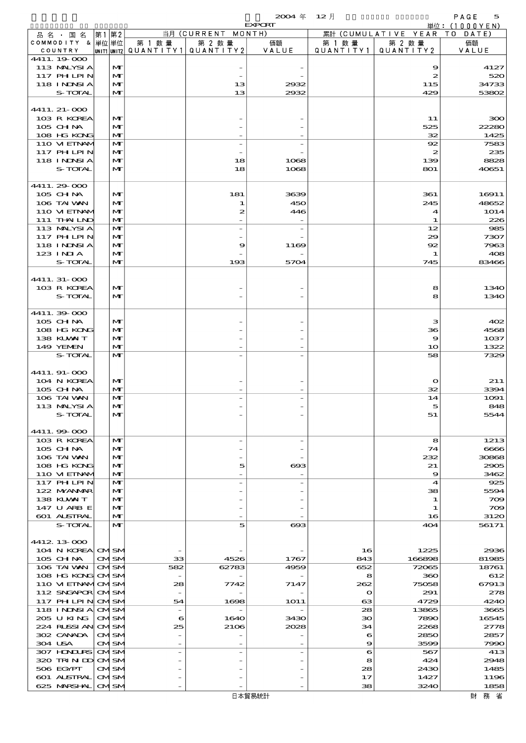2004 年 12 月 EXPORT

単位：(1000YEN)

| 品名・国名 COMMODITY & COUNTRY | 第1 単位 UNIT1 | 第2 単位 UNIT2 | 当月 (CURRENT MONTH) 第1数量 QUANTITY1 | 第2数量 QUANTITY2 | 価額 VALUE | 累計 (CUMULATIVE YEAR TO DATE) 第1数量 QUANTITY1 | 第2数量 QUANTITY2 | 価額 VALUE |
|---|---|---|---|---|---|---|---|---|
| 4411.19-000 | | | | | | | | |
| 113 MALYSIA | | MT | | - | - | | 9 | 4127 |
| 117 PHILPIN | | MT | | - | - | | 2 | 520 |
| 118 INDNSIA | | MT | | 13 | 2932 | | 115 | 34733 |
| S-TOTAL | | MT | | 13 | 2932 | | 429 | 53802 |
| 4411.21-000 | | | | | | | | |
| 103 R KOREA | | MT | | - | - | | 11 | 300 |
| 105 CHINA | | MT | | - | - | | 525 | 22280 |
| 108 HG KONG | | MT | | - | - | | 32 | 1425 |
| 110 VIETNAM | | MT | | - | - | | 92 | 7583 |
| 117 PHILPIN | | MT | | - | - | | 2 | 235 |
| 118 INDNSIA | | MT | | 18 | 1068 | | 139 | 8828 |
| S-TOTAL | | MT | | 18 | 1068 | | 801 | 40651 |
| 4411.29-000 | | | | | | | | |
| 105 CHINA | | MT | | 181 | 3639 | | 361 | 16911 |
| 106 TAIWAN | | MT | | 1 | 450 | | 245 | 48652 |
| 110 VIETNAM | | MT | | 2 | 446 | | 4 | 1014 |
| 111 THAILND | | MT | | - | - | | 1 | 226 |
| 113 MALYSIA | | MT | | - | - | | 12 | 985 |
| 117 PHILPIN | | MT | | - | - | | 29 | 7307 |
| 118 INDNSIA | | MT | | 9 | 1169 | | 92 | 7963 |
| 123 INDIA | | MT | | - | - | | 1 | 408 |
| S-TOTAL | | MT | | 193 | 5704 | | 745 | 83466 |
| 4411.31-000 | | | | | | | | |
| 103 R KOREA | | MT | | - | - | | 8 | 1340 |
| S-TOTAL | | MT | | - | - | | 8 | 1340 |
| 4411.39-000 | | | | | | | | |
| 105 CHINA | | MT | | - | - | | 3 | 402 |
| 108 HG KONG | | MT | | - | - | | 36 | 4568 |
| 138 KUWAIT | | MT | | - | - | | 9 | 1037 |
| 149 YEMEN | | MT | | - | - | | 10 | 1322 |
| S-TOTAL | | MT | | - | - | | 58 | 7329 |
| 4411.91-000 | | | | | | | | |
| 104 N KOREA | | MT | | - | - | | 0 | 211 |
| 105 CHINA | | MT | | - | - | | 32 | 3394 |
| 106 TAIWAN | | MT | | - | - | | 14 | 1091 |
| 113 MALYSIA | | MT | | - | - | | 5 | 848 |
| S-TOTAL | | MT | | - | - | | 51 | 5544 |
| 4411.99-000 | | | | | | | | |
| 103 R KOREA | | MT | | - | - | | 8 | 1213 |
| 105 CHINA | | MT | | - | - | | 74 | 6666 |
| 106 TAIWAN | | MT | | - | - | | 232 | 30868 |
| 108 HG KONG | | MT | | 5 | 693 | | 21 | 2905 |
| 110 VIETNAM | | MT | | - | - | | 9 | 3462 |
| 117 PHILPIN | | MT | | - | - | | 4 | 925 |
| 122 MYANMAR | | MT | | - | - | | 38 | 5594 |
| 138 KUWAIT | | MT | | - | - | | 1 | 709 |
| 147 U ARB E | | MT | | - | - | | 1 | 709 |
| 601 AUSTRAL | | MT | | - | - | | 16 | 3120 |
| S-TOTAL | | MT | | 5 | 693 | | 404 | 56171 |
| 4412.13-000 | | | | | | | | |
| 104 N KOREA | CM | SM | - | - | - | 16 | 1225 | 2936 |
| 105 CHINA | CM | SM | 33 | 4526 | 1767 | 843 | 166898 | 81985 |
| 106 TAIWAN | CM | SM | 582 | 62783 | 4959 | 652 | 72065 | 18761 |
| 108 HG KONG | CM | SM | - | - | - | 8 | 360 | 612 |
| 110 VIETNAM | CM | SM | 28 | 7742 | 7147 | 262 | 75058 | 67913 |
| 112 SNGAPOR | CM | SM | - | - | - | 0 | 291 | 278 |
| 117 PHILPIN | CM | SM | 54 | 1698 | 1011 | 63 | 4729 | 4240 |
| 118 INDNSIA | CM | SM | - | - | - | 28 | 13865 | 3665 |
| 205 U KING | CM | SM | 6 | 1640 | 3430 | 30 | 7890 | 16545 |
| 224 RUSSIAN | CM | SM | 25 | 2106 | 2028 | 34 | 2268 | 2778 |
| 302 CANADA | CM | SM | - | - | - | 6 | 2850 | 2857 |
| 304 USA | CM | SM | - | - | - | 9 | 3599 | 7990 |
| 307 HONDURS | CM | SM | - | - | - | 6 | 567 | 413 |
| 320 TRINIDD | CM | SM | - | - | - | 8 | 424 | 2948 |
| 506 EGYPT | CM | SM | - | - | - | 28 | 2430 | 1485 |
| 601 AUSTRAL | CM | SM | - | - | - | 17 | 1427 | 1196 |
| 625 MARSHAL | CM | SM | - | - | - | 38 | 3240 | 1858 |

日本貿易統計　財務省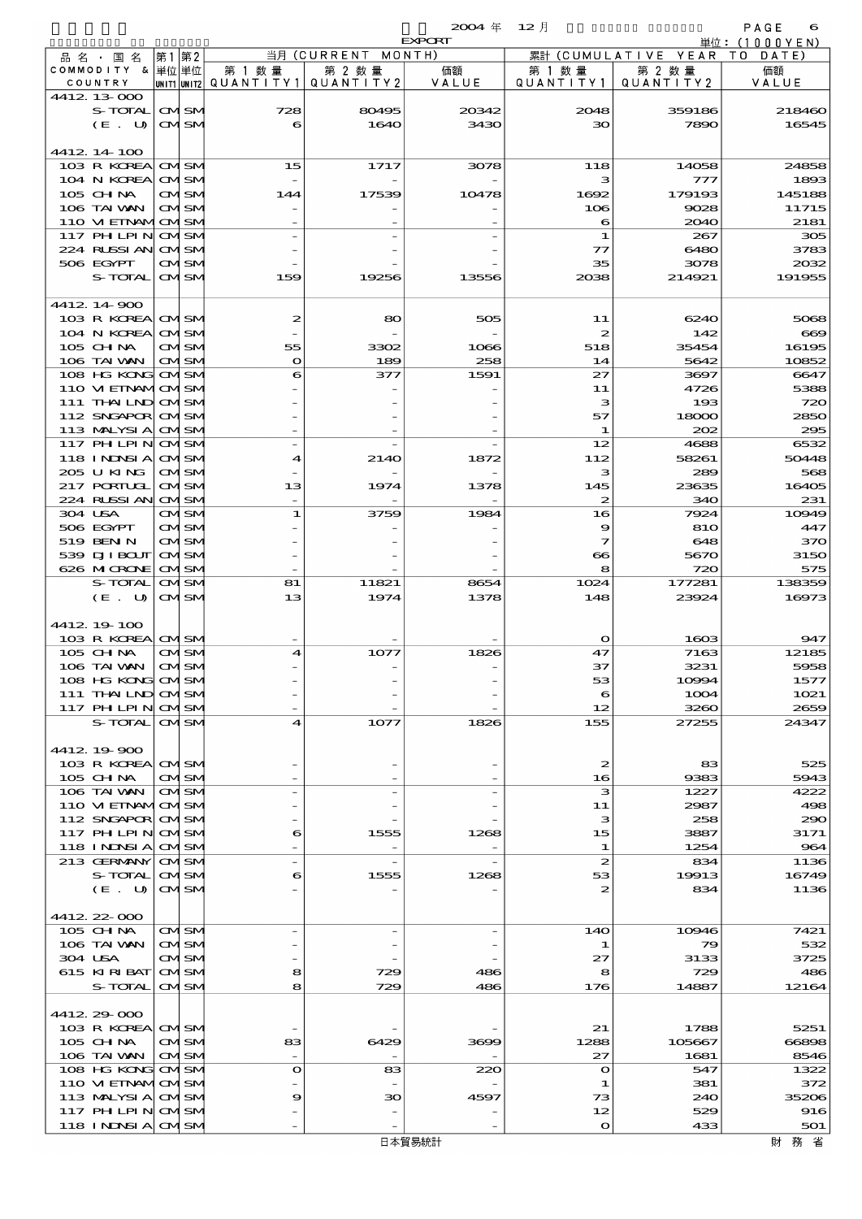2004 年 12 月 EXPORT

単位：(1000YEN)

| 品名・国名 COMMODITY & COUNTRY | 第1 単位 UNIT1 | 第2 単位 UNIT2 | 当月 (CURRENT MONTH) 第1数量 QUANTITY1 | 第2数量 QUANTITY2 | 価額 VALUE | 累計 (CUMULATIVE YEAR TO DATE) 第1数量 QUANTITY1 | 第2数量 QUANTITY2 | 価額 VALUE |
|---|---|---|---|---|---|---|---|---|
| 4412.13-000 | | | | | | | | |
| S-TOTAL | CM | SM | 728 | 80495 | 20342 | 2048 | 359186 | 218460 |
| (E. U) | CM | SM | 6 | 1640 | 3430 | 30 | 7890 | 16545 |
| 4412.14-100 | | | | | | | | |
| 103 R KOREA | CM | SM | 15 | 1717 | 3078 | 118 | 14058 | 24858 |
| 104 N KOREA | CM | SM | - | - | - | 3 | 777 | 1893 |
| 105 CHINA | CM | SM | 144 | 17539 | 10478 | 1692 | 179193 | 145188 |
| 106 TAIWAN | CM | SM | - | - | - | 106 | 9028 | 11715 |
| 110 VIETNAM | CM | SM | - | - | - | 6 | 2040 | 2181 |
| 117 PHILPIN | CM | SM | - | - | - | 1 | 267 | 305 |
| 224 RUSSIAN | CM | SM | - | - | - | 77 | 6480 | 3783 |
| 506 EGYPT | CM | SM | - | - | - | 35 | 3078 | 2032 |
| S-TOTAL | CM | SM | 159 | 19256 | 13556 | 2038 | 214921 | 191955 |
| 4412.14-900 | | | | | | | | |
| 103 R KOREA | CM | SM | 2 | 80 | 505 | 11 | 6240 | 5068 |
| 104 N KOREA | CM | SM | - | - | - | 2 | 142 | 669 |
| 105 CHINA | CM | SM | 55 | 3302 | 1066 | 518 | 35454 | 16195 |
| 106 TAIWAN | CM | SM | 0 | 189 | 258 | 14 | 5642 | 10852 |
| 108 HG KONG | CM | SM | 6 | 377 | 1591 | 27 | 3697 | 6647 |
| 110 VIETNAM | CM | SM | - | - | - | 11 | 4726 | 5388 |
| 111 THAILND | CM | SM | - | - | - | 3 | 193 | 720 |
| 112 SNGAPOR | CM | SM | - | - | - | 57 | 18000 | 2850 |
| 113 MALYSIA | CM | SM | - | - | - | 1 | 202 | 295 |
| 117 PHILPIN | CM | SM | - | - | - | 12 | 4688 | 6532 |
| 118 INDNSIA | CM | SM | 4 | 2140 | 1872 | 112 | 58261 | 50448 |
| 205 U KING | CM | SM | - | - | - | 3 | 289 | 568 |
| 217 PORTUGL | CM | SM | 13 | 1974 | 1378 | 145 | 23635 | 16405 |
| 224 RUSSIAN | CM | SM | - | - | - | 2 | 340 | 231 |
| 304 USA | CM | SM | 1 | 3759 | 1984 | 16 | 7924 | 10949 |
| 506 EGYPT | CM | SM | - | - | - | 9 | 810 | 447 |
| 519 BENIN | CM | SM | - | - | - | 7 | 648 | 370 |
| 539 DJIBOUT | CM | SM | - | - | - | 66 | 5670 | 3150 |
| 626 MICRONE | CM | SM | - | - | - | 8 | 720 | 575 |
| S-TOTAL | CM | SM | 81 | 11821 | 8654 | 1024 | 177281 | 138359 |
| (E. U) | CM | SM | 13 | 1974 | 1378 | 148 | 23924 | 16973 |
| 4412.19-100 | | | | | | | | |
| 103 R KOREA | CM | SM | - | - | - | 0 | 1603 | 947 |
| 105 CHINA | CM | SM | 4 | 1077 | 1826 | 47 | 7163 | 12185 |
| 106 TAIWAN | CM | SM | - | - | - | 37 | 3231 | 5958 |
| 108 HG KONG | CM | SM | - | - | - | 53 | 10994 | 1577 |
| 111 THAILND | CM | SM | - | - | - | 6 | 1004 | 1021 |
| 117 PHILPIN | CM | SM | - | - | - | 12 | 3260 | 2659 |
| S-TOTAL | CM | SM | 4 | 1077 | 1826 | 155 | 27255 | 24347 |
| 4412.19-900 | | | | | | | | |
| 103 R KOREA | CM | SM | - | - | - | 2 | 83 | 525 |
| 105 CHINA | CM | SM | - | - | - | 16 | 9383 | 5943 |
| 106 TAIWAN | CM | SM | - | - | - | 3 | 1227 | 4222 |
| 110 VIETNAM | CM | SM | - | - | - | 11 | 2987 | 498 |
| 112 SNGAPOR | CM | SM | - | - | - | 3 | 258 | 290 |
| 117 PHILPIN | CM | SM | 6 | 1555 | 1268 | 15 | 3887 | 3171 |
| 118 INDNSIA | CM | SM | - | - | - | 1 | 1254 | 964 |
| 213 GERMANY | CM | SM | - | - | - | 2 | 834 | 1136 |
| S-TOTAL | CM | SM | 6 | 1555 | 1268 | 53 | 19913 | 16749 |
| (E. U) | CM | SM | - | - | - | 2 | 834 | 1136 |
| 4412.22-000 | | | | | | | | |
| 105 CHINA | CM | SM | - | - | - | 140 | 10946 | 7421 |
| 106 TAIWAN | CM | SM | - | - | - | 1 | 79 | 532 |
| 304 USA | CM | SM | - | - | - | 27 | 3133 | 3725 |
| 615 KIRIBAT | CM | SM | 8 | 729 | 486 | 8 | 729 | 486 |
| S-TOTAL | CM | SM | 8 | 729 | 486 | 176 | 14887 | 12164 |
| 4412.29-000 | | | | | | | | |
| 103 R KOREA | CM | SM | - | - | - | 21 | 1788 | 5251 |
| 105 CHINA | CM | SM | 83 | 6429 | 3699 | 1288 | 105667 | 66898 |
| 106 TAIWAN | CM | SM | - | - | - | 27 | 1681 | 8546 |
| 108 HG KONG | CM | SM | 0 | 83 | 220 | 0 | 547 | 1322 |
| 110 VIETNAM | CM | SM | - | - | - | 1 | 381 | 372 |
| 113 MALYSIA | CM | SM | 9 | 30 | 4597 | 73 | 240 | 35206 |
| 117 PHILPIN | CM | SM | - | - | - | 12 | 529 | 916 |
| 118 INDNSIA | CM | SM | - | - | - | 0 | 433 | 501 |

日本貿易統計　財務省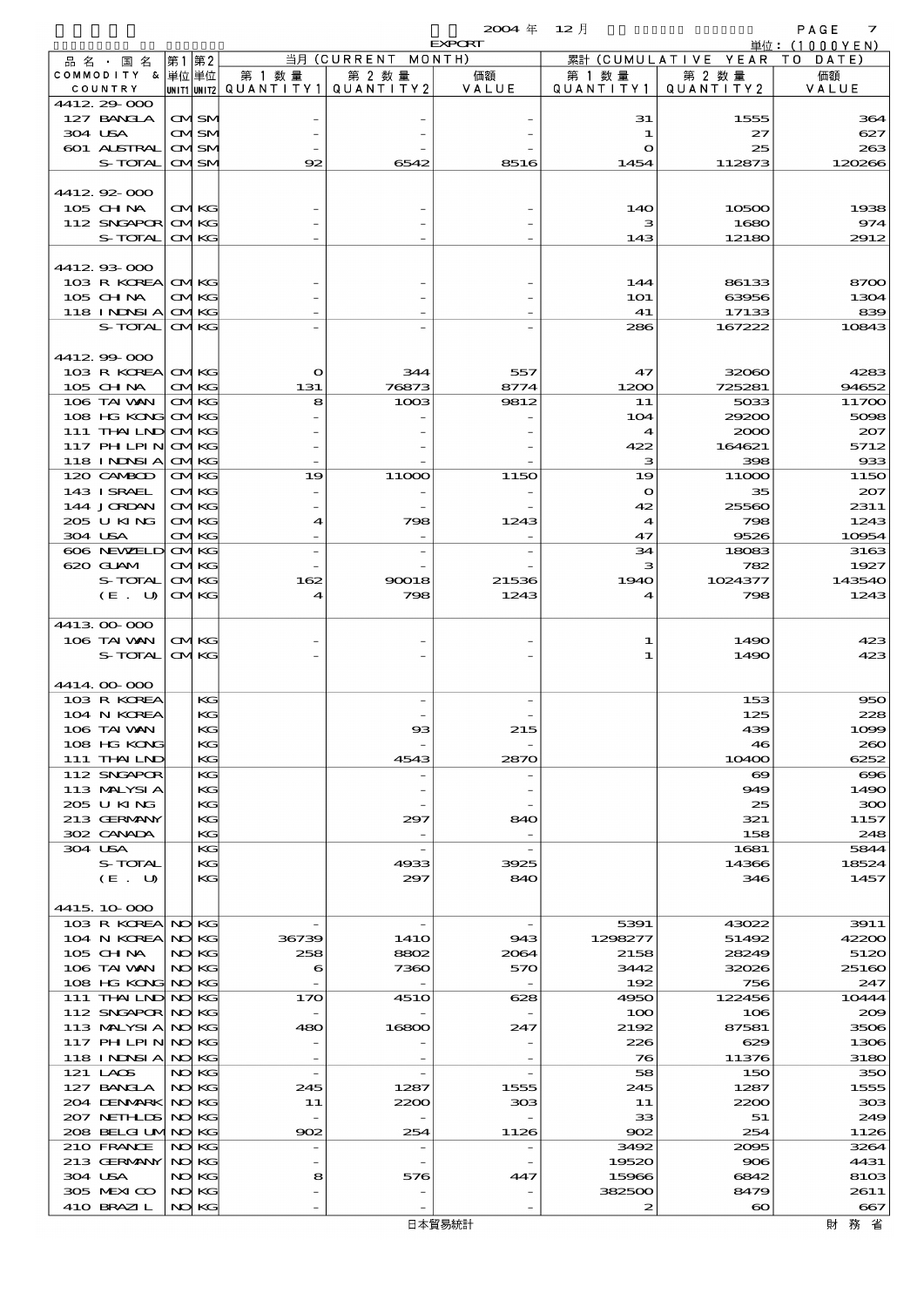2004 年 12 月 EXPORT

単位：(1000YEN)

| 品名・国名 COMMODITY & COUNTRY | 第1 単位 UNIT1 | 第2 単位 UNIT2 | 当月 (CURRENT MONTH) 第1数量 QUANTITY1 | 第2数量 QUANTITY2 | 価額 VALUE | 累計 (CUMULATIVE YEAR TO DATE) 第1数量 QUANTITY1 | 第2数量 QUANTITY2 | 価額 VALUE |
|---|---|---|---|---|---|---|---|---|
| 4412.29-000 | | | | | | | | |
| 127 BANGLA | CM | SM | - | - | - | 31 | 1555 | 364 |
| 304 USA | CM | SM | - | - | - | 1 | 27 | 627 |
| 601 AUSTRAL | CM | SM | - | - | - | 0 | 25 | 263 |
| S-TOTAL | CM | SM | 92 | 6542 | 8516 | 1454 | 112873 | 120266 |
| 4412.92-000 | | | | | | | | |
| 105 CHINA | CM | KG | - | - | - | 140 | 10500 | 1938 |
| 112 SNGAPOR | CM | KG | - | - | - | 3 | 1680 | 974 |
| S-TOTAL | CM | KG | - | - | - | 143 | 12180 | 2912 |
| 4412.93-000 | | | | | | | | |
| 103 R KOREA | CM | KG | - | - | - | 144 | 86133 | 8700 |
| 105 CHINA | CM | KG | - | - | - | 101 | 63956 | 1304 |
| 118 INDNSIA | CM | KG | - | - | - | 41 | 17133 | 839 |
| S-TOTAL | CM | KG | - | - | - | 286 | 167222 | 10843 |
| 4412.99-000 | | | | | | | | |
| 103 R KOREA | CM | KG | 0 | 344 | 557 | 47 | 32060 | 4283 |
| 105 CHINA | CM | KG | 131 | 76873 | 8774 | 1200 | 725281 | 94652 |
| 106 TAIWAN | CM | KG | 8 | 1003 | 9812 | 11 | 5033 | 11700 |
| 108 HG KONG | CM | KG | - | - | - | 104 | 29200 | 5098 |
| 111 THAILND | CM | KG | - | - | - | 4 | 2000 | 207 |
| 117 PHLPIN | CM | KG | - | - | - | 422 | 164621 | 5712 |
| 118 INDNSIA | CM | KG | - | - | - | 3 | 398 | 933 |
| 120 CAMBOD | CM | KG | 19 | 11000 | 1150 | 19 | 11000 | 1150 |
| 143 ISRAEL | CM | KG | - | - | - | 0 | 35 | 207 |
| 144 JORDAN | CM | KG | - | - | - | 42 | 25560 | 2311 |
| 205 U KING | CM | KG | 4 | 798 | 1243 | 4 | 798 | 1243 |
| 304 USA | CM | KG | - | - | - | 47 | 9526 | 10954 |
| 606 NEWZELD | CM | KG | - | - | - | 34 | 18083 | 3163 |
| 620 GUAM | CM | KG | - | - | - | 3 | 782 | 1927 |
| S-TOTAL | CM | KG | 162 | 90018 | 21536 | 1940 | 1024377 | 143540 |
| (E. U) | CM | KG | 4 | 798 | 1243 | 4 | 798 | 1243 |
| 4413.00-000 | | | | | | | | |
| 106 TAIWAN | CM | KG | - | - | - | 1 | 1490 | 423 |
| S-TOTAL | CM | KG | - | - | - | 1 | 1490 | 423 |
| 4414.00-000 | | | | | | | | |
| 103 R KOREA | | KG | | - | - | | 153 | 950 |
| 104 N KOREA | | KG | | - | - | | 125 | 228 |
| 106 TAIWAN | | KG | | 93 | 215 | | 439 | 1099 |
| 108 HG KONG | | KG | | - | - | | 46 | 260 |
| 111 THAILND | | KG | | 4543 | 2870 | | 10400 | 6252 |
| 112 SNGAPOR | | KG | | - | - | | 69 | 696 |
| 113 MALYSIA | | KG | | - | - | | 949 | 1490 |
| 205 U KING | | KG | | - | - | | 25 | 300 |
| 213 GERMANY | | KG | | 297 | 840 | | 321 | 1157 |
| 302 CANADA | | KG | | - | - | | 158 | 248 |
| 304 USA | | KG | | - | - | | 1681 | 5844 |
| S-TOTAL | | KG | | 4933 | 3925 | | 14366 | 18524 |
| (E. U) | | KG | | 297 | 840 | | 346 | 1457 |
| 4415.10-000 | | | | | | | | |
| 103 R KOREA | NO | KG | - | - | - | 5391 | 43022 | 3911 |
| 104 N KOREA | NO | KG | 36739 | 1410 | 943 | 1298277 | 51492 | 42200 |
| 105 CHINA | NO | KG | 258 | 8802 | 2064 | 2158 | 28249 | 5120 |
| 106 TAIWAN | NO | KG | 6 | 7360 | 570 | 3442 | 32026 | 25160 |
| 108 HG KONG | NO | KG | - | - | - | 192 | 756 | 247 |
| 111 THAILND | NO | KG | 170 | 4510 | 628 | 4950 | 122456 | 10444 |
| 112 SNGAPOR | NO | KG | - | - | - | 100 | 106 | 209 |
| 113 MALYSIA | NO | KG | 480 | 16800 | 247 | 2192 | 87581 | 3506 |
| 117 PHLPIN | NO | KG | - | - | - | 226 | 629 | 1306 |
| 118 INDNSIA | NO | KG | - | - | - | 76 | 11376 | 3180 |
| 121 LAOS | NO | KG | - | - | - | 58 | 150 | 350 |
| 127 BANGLA | NO | KG | 245 | 1287 | 1555 | 245 | 1287 | 1555 |
| 204 DENMARK | NO | KG | 11 | 2200 | 303 | 11 | 2200 | 303 |
| 207 NETHLDS | NO | KG | - | - | - | 33 | 51 | 249 |
| 208 BELGIUM | NO | KG | 902 | 254 | 1126 | 902 | 254 | 1126 |
| 210 FRANCE | NO | KG | - | - | - | 3492 | 2095 | 3264 |
| 213 GERMANY | NO | KG | - | - | - | 19520 | 906 | 4431 |
| 304 USA | NO | KG | 8 | 576 | 447 | 15966 | 6842 | 8103 |
| 305 MEXICO | NO | KG | - | - | - | 382500 | 8479 | 2611 |
| 410 BRAZIL | NO | KG | - | - | - | 2 | 60 | 667 |

日本貿易統計　　財務省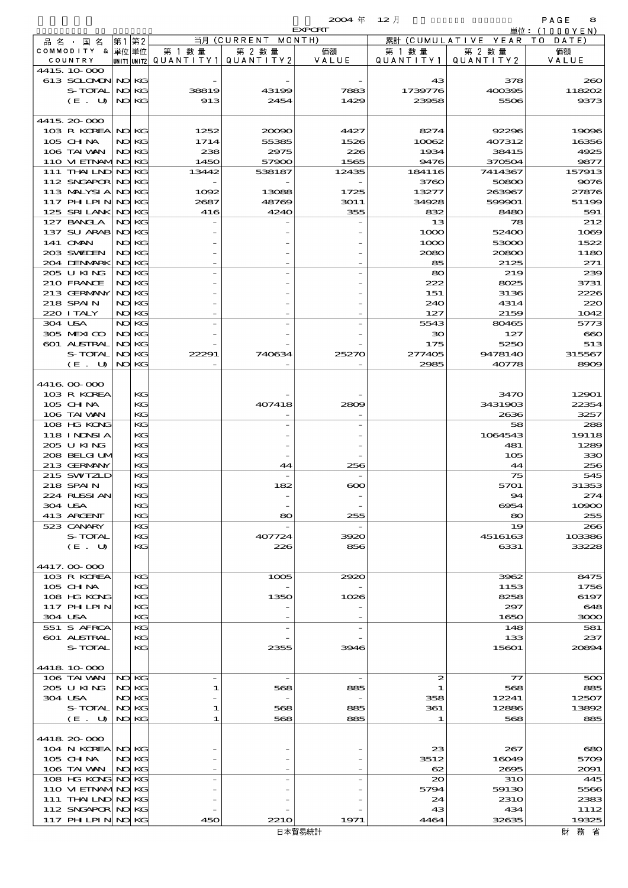2004 年 12 月 EXPORT

単位：(1000YEN)

| 品名・国名 COMMODITY & COUNTRY | 第1単位 UNIT1 | 第2単位 UNIT2 | 当月 (CURRENT MONTH) 第1数量 QUANTITY1 | 第2数量 QUANTITY2 | 価額 VALUE | 累計 (CUMULATIVE YEAR TO DATE) 第1数量 QUANTITY1 | 第2数量 QUANTITY2 | 価額 VALUE |
|---|---|---|---|---|---|---|---|---|
| 4415.10-000 | | | | | | | | |
| 613 SOLOMON | NO | KG | - | - | - | 43 | 378 | 260 |
| S-TOTAL | NO | KG | 38819 | 43199 | 7883 | 1739776 | 400395 | 118202 |
| (E. U) | NO | KG | 913 | 2454 | 1429 | 23958 | 5506 | 9373 |
| 4415.20-000 | | | | | | | | |
| 103 R KOREA | NO | KG | 1252 | 20090 | 4427 | 8274 | 92296 | 19096 |
| 105 CHINA | NO | KG | 1714 | 55385 | 1526 | 10062 | 407312 | 16356 |
| 106 TAIWAN | NO | KG | 238 | 2975 | 226 | 1934 | 38415 | 4925 |
| 110 VIETNAM | NO | KG | 1450 | 57900 | 1565 | 9476 | 370504 | 9877 |
| 111 THAILND | NO | KG | 13442 | 538187 | 12435 | 184116 | 7414367 | 157913 |
| 112 SNGAPOR | NO | KG | - | - | - | 3760 | 50800 | 9076 |
| 113 MALYSIA | NO | KG | 1092 | 13088 | 1725 | 13277 | 263967 | 27876 |
| 117 PHILPIN | NO | KG | 2687 | 48769 | 3011 | 34928 | 599901 | 51199 |
| 125 SRI LANK | NO | KG | 416 | 4240 | 355 | 832 | 8480 | 591 |
| 127 BANGLA | NO | KG | - | - | - | 13 | 78 | 212 |
| 137 SU ARAB | NO | KG | - | - | - | 1000 | 52400 | 1069 |
| 141 OMAN | NO | KG | - | - | - | 1000 | 53000 | 1522 |
| 203 SWEDEN | NO | KG | - | - | - | 2080 | 20800 | 1180 |
| 204 DENMARK | NO | KG | - | - | - | 85 | 2125 | 271 |
| 205 U KING | NO | KG | - | - | - | 80 | 219 | 239 |
| 210 FRANCE | NO | KG | - | - | - | 222 | 8025 | 3731 |
| 213 GERMANY | NO | KG | - | - | - | 151 | 3136 | 2226 |
| 218 SPAIN | NO | KG | - | - | - | 240 | 4314 | 220 |
| 220 ITALY | NO | KG | - | - | - | 127 | 2159 | 1042 |
| 304 USA | NO | KG | - | - | - | 5543 | 80465 | 5773 |
| 305 MEXICO | NO | KG | - | - | - | 30 | 127 | 660 |
| 601 AUSTRAL | NO | KG | - | - | - | 175 | 5250 | 513 |
| S-TOTAL | NO | KG | 22291 | 740634 | 25270 | 277405 | 9478140 | 315567 |
| (E. U) | NO | KG | - | - | - | 2985 | 40778 | 8909 |
| 4416.00-000 | | | | | | | | |
| 103 R KOREA | | KG | | - | - | | 3470 | 12901 |
| 105 CHINA | | KG | | 407418 | 2809 | | 3431903 | 22354 |
| 106 TAIWAN | | KG | | - | - | | 2636 | 3257 |
| 108 HG KONG | | KG | | - | - | | 58 | 288 |
| 118 INDNSIA | | KG | | - | - | | 1064543 | 19118 |
| 205 U KING | | KG | | - | - | | 481 | 1289 |
| 208 BELGIUM | | KG | | - | - | | 105 | 330 |
| 213 GERMANY | | KG | | 44 | 256 | | 44 | 256 |
| 215 SWITZLD | | KG | | - | - | | 75 | 545 |
| 218 SPAIN | | KG | | 182 | 600 | | 5701 | 31353 |
| 224 RUSSIAN | | KG | | - | - | | 94 | 274 |
| 304 USA | | KG | | - | - | | 6954 | 10900 |
| 413 ARGENT | | KG | | 80 | 255 | | 80 | 255 |
| 523 CANARY | | KG | | - | - | | 19 | 266 |
| S-TOTAL | | KG | | 407724 | 3920 | | 4516163 | 103386 |
| (E. U) | | KG | | 226 | 856 | | 6331 | 33228 |
| 4417.00-000 | | | | | | | | |
| 103 R KOREA | | KG | | 1005 | 2920 | | 3962 | 8475 |
| 105 CHINA | | KG | | - | - | | 1153 | 1756 |
| 108 HG KONG | | KG | | 1350 | 1026 | | 8258 | 6197 |
| 117 PHILPIN | | KG | | - | - | | 297 | 648 |
| 304 USA | | KG | | - | - | | 1650 | 3000 |
| 551 S AFRCA | | KG | | - | - | | 148 | 581 |
| 601 AUSTRAL | | KG | | - | - | | 133 | 237 |
| S-TOTAL | | KG | | 2355 | 3946 | | 15601 | 20894 |
| 4418.10-000 | | | | | | | | |
| 106 TAIWAN | NO | KG | - | - | - | 2 | 77 | 500 |
| 205 U KING | NO | KG | 1 | 568 | 885 | 1 | 568 | 885 |
| 304 USA | NO | KG | - | - | - | 358 | 12241 | 12507 |
| S-TOTAL | NO | KG | 1 | 568 | 885 | 361 | 12886 | 13892 |
| (E. U) | NO | KG | 1 | 568 | 885 | 1 | 568 | 885 |
| 4418.20-000 | | | | | | | | |
| 104 N KOREA | NO | KG | - | - | - | 23 | 267 | 680 |
| 105 CHINA | NO | KG | - | - | - | 3512 | 16049 | 5709 |
| 106 TAIWAN | NO | KG | - | - | - | 62 | 2695 | 2091 |
| 108 HG KONG | NO | KG | - | - | - | 20 | 310 | 445 |
| 110 VIETNAM | NO | KG | - | - | - | 5794 | 59130 | 5566 |
| 111 THAILND | NO | KG | - | - | - | 24 | 2310 | 2383 |
| 112 SNGAPOR | NO | KG | - | - | - | 43 | 434 | 1112 |
| 117 PHILPIN | NO | KG | 450 | 2210 | 1971 | 4464 | 32635 | 19325 |

日本貿易統計　財務省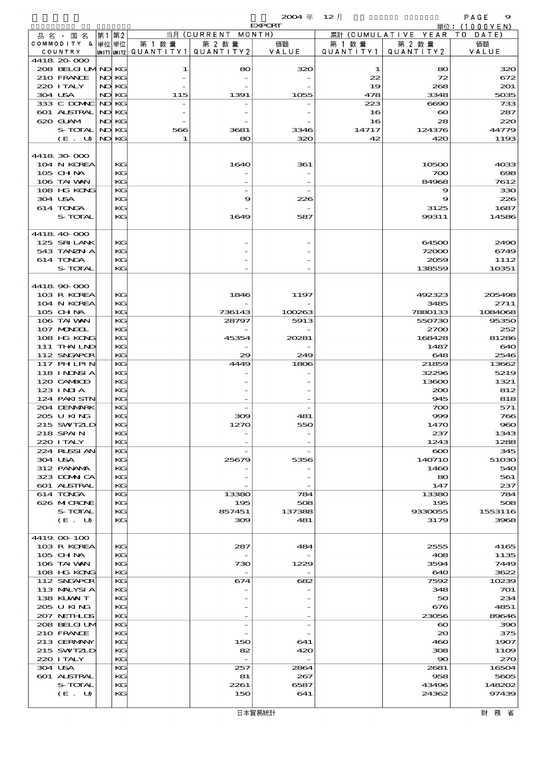2004 年 12 月 EXPORT

単位：(1000YEN)

| 品名・国名 COMMODITY & COUNTRY | 第1 単位 UNIT1 | 第2 単位 UNIT2 | 当月 (CURRENT MONTH) 第1数量 QUANTITY1 | 第2数量 QUANTITY2 | 価額 VALUE | 累計 (CUMULATIVE YEAR TO DATE) 第1数量 QUANTITY1 | 第2数量 QUANTITY2 | 価額 VALUE |
|---|---|---|---|---|---|---|---|---|
| 4418.20-000 | | | | | | | | |
| 208 BELGIUM | NO | KG | 1 | 80 | 320 | 1 | 80 | 320 |
| 210 FRANCE | NO | KG | - | - | - | 22 | 72 | 672 |
| 220 ITALY | NO | KG | - | - | - | 19 | 268 | 201 |
| 304 USA | NO | KG | 115 | 1391 | 1055 | 478 | 3348 | 5035 |
| 333 C DOMNC | NO | KG | - | - | - | 223 | 6690 | 733 |
| 601 AUSTRAL | NO | KG | - | - | - | 16 | 60 | 287 |
| 620 GUAM | NO | KG | - | - | - | 16 | 28 | 220 |
| S-TOTAL | NO | KG | 566 | 3681 | 3346 | 14717 | 124376 | 44779 |
| (E. U) | NO | KG | 1 | 80 | 320 | 42 | 420 | 1193 |
| 4418.30-000 | | | | | | | | |
| 104 N KOREA | | KG | | 1640 | 361 | | 10500 | 4033 |
| 105 CHINA | | KG | | - | - | | 700 | 698 |
| 106 TAIWAN | | KG | | - | - | | 84968 | 7612 |
| 108 HG KONG | | KG | | - | - | | 9 | 330 |
| 304 USA | | KG | | 9 | 226 | | 9 | 226 |
| 614 TONGA | | KG | | - | - | | 3125 | 1687 |
| S-TOTAL | | KG | | 1649 | 587 | | 99311 | 14586 |
| 4418.40-000 | | | | | | | | |
| 125 SRI LANK | | KG | | - | - | | 64500 | 2490 |
| 543 TANZNIA | | KG | | - | - | | 72000 | 6749 |
| 614 TONGA | | KG | | - | - | | 2059 | 1112 |
| S-TOTAL | | KG | | - | - | | 138559 | 10351 |
| 4418.90-000 | | | | | | | | |
| 103 R KOREA | | KG | | 1846 | 1197 | | 492323 | 205498 |
| 104 N KOREA | | KG | | - | - | | 3485 | 2711 |
| 105 CHINA | | KG | | 736143 | 100263 | | 7880133 | 1084068 |
| 106 TAIWAN | | KG | | 28797 | 5913 | | 550730 | 95350 |
| 107 MONGOL | | KG | | - | - | | 2700 | 252 |
| 108 HG KONG | | KG | | 45354 | 20281 | | 168428 | 81286 |
| 111 THAILND | | KG | | - | - | | 1487 | 640 |
| 112 SNGAPOR | | KG | | 29 | 249 | | 648 | 2546 |
| 117 PHLPIN | | KG | | 4449 | 1806 | | 21859 | 13662 |
| 118 INDNSIA | | KG | | - | - | | 32296 | 5219 |
| 120 CAMBOD | | KG | | - | - | | 13600 | 1321 |
| 123 INDIA | | KG | | - | - | | 200 | 812 |
| 124 PAKISTN | | KG | | - | - | | 945 | 818 |
| 204 DENMARK | | KG | | - | - | | 700 | 571 |
| 205 U KING | | KG | | 309 | 481 | | 999 | 766 |
| 215 SWITZLD | | KG | | 1270 | 550 | | 1470 | 960 |
| 218 SPAIN | | KG | | - | - | | 237 | 1343 |
| 220 ITALY | | KG | | - | - | | 1243 | 1288 |
| 224 RUSSIAN | | KG | | - | - | | 600 | 345 |
| 304 USA | | KG | | 25679 | 5356 | | 140710 | 51030 |
| 312 PANAMA | | KG | | - | - | | 1460 | 540 |
| 323 DOMNICA | | KG | | - | - | | 80 | 561 |
| 601 AUSTRAL | | KG | | - | - | | 147 | 237 |
| 614 TONGA | | KG | | 13380 | 784 | | 13380 | 784 |
| 626 MICRONE | | KG | | 195 | 508 | | 195 | 508 |
| S-TOTAL | | KG | | 857451 | 137388 | | 9330055 | 1553116 |
| (E. U) | | KG | | 309 | 481 | | 3179 | 3968 |
| 4419.00-100 | | | | | | | | |
| 103 R KOREA | | KG | | 287 | 484 | | 2555 | 4165 |
| 105 CHINA | | KG | | - | - | | 408 | 1135 |
| 106 TAIWAN | | KG | | 730 | 1229 | | 3594 | 7449 |
| 108 HG KONG | | KG | | - | - | | 640 | 3622 |
| 112 SNGAPOR | | KG | | 674 | 682 | | 7592 | 10239 |
| 113 MALYSIA | | KG | | - | - | | 348 | 701 |
| 138 KUWAIT | | KG | | - | - | | 50 | 234 |
| 205 U KING | | KG | | - | - | | 676 | 4851 |
| 207 NETHLDS | | KG | | - | - | | 23056 | 89646 |
| 208 BELGIUM | | KG | | - | - | | 60 | 390 |
| 210 FRANCE | | KG | | - | - | | 20 | 375 |
| 213 GERMANY | | KG | | 150 | 641 | | 460 | 1907 |
| 215 SWITZLD | | KG | | 82 | 420 | | 308 | 1109 |
| 220 ITALY | | KG | | - | - | | 90 | 270 |
| 304 USA | | KG | | 257 | 2864 | | 2681 | 16504 |
| 601 AUSTRAL | | KG | | 81 | 267 | | 958 | 5605 |
| S-TOTAL | | KG | | 2261 | 6587 | | 43496 | 148202 |
| (E. U) | | KG | | 150 | 641 | | 24362 | 97439 |

日本貿易統計　　財務省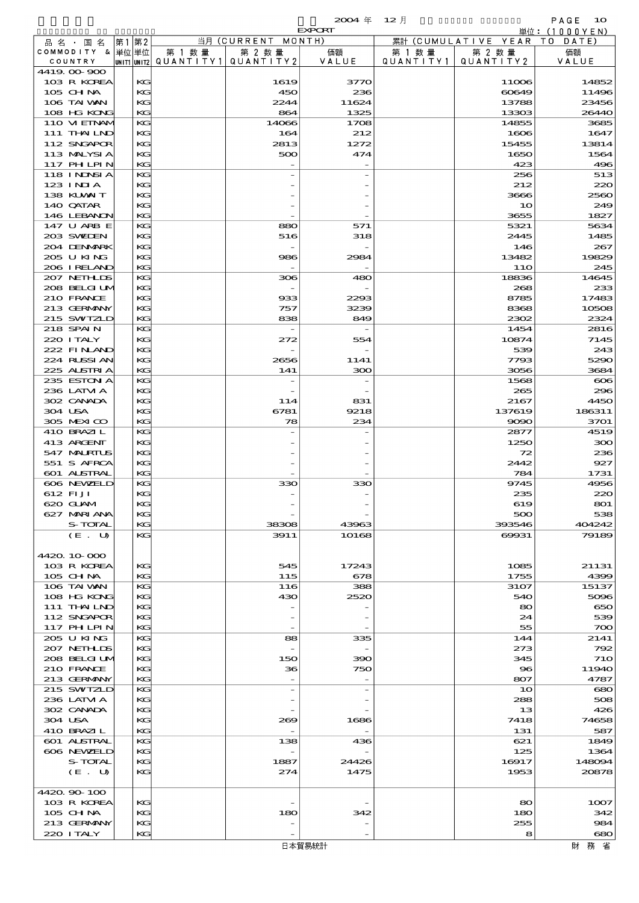2004年 12月 EXPORT

単位：(1000YEN)

| 品名・国名 COMMODITY & COUNTRY | 第1 単位 UNIT1 | 第2 単位 UNIT2 | 当月 (CURRENT MONTH) 第1数量 QUANTITY1 | 第2数量 QUANTITY2 | 価額 VALUE | 累計 (CUMULATIVE YEAR TO DATE) 第1数量 QUANTITY1 | 第2数量 QUANTITY2 | 価額 VALUE |
|---|---|---|---|---|---|---|---|---|
| 4419.00-900 | | | | | | | | |
| 103 R KOREA | | KG | | 1619 | 3770 | | 11006 | 14852 |
| 105 CHINA | | KG | | 450 | 236 | | 60649 | 11496 |
| 106 TAIWAN | | KG | | 2244 | 11624 | | 13788 | 23456 |
| 108 HG KONG | | KG | | 864 | 1325 | | 13303 | 26440 |
| 110 VIETNAM | | KG | | 14066 | 1708 | | 14855 | 3685 |
| 111 THAILND | | KG | | 164 | 212 | | 1606 | 1647 |
| 112 SNGAPOR | | KG | | 2813 | 1272 | | 15455 | 13814 |
| 113 MALYSIA | | KG | | 500 | 474 | | 1650 | 1564 |
| 117 PHLPIN | | KG | | - | - | | 423 | 496 |
| 118 INDNSIA | | KG | | - | - | | 256 | 513 |
| 123 INDIA | | KG | | - | - | | 212 | 220 |
| 138 KUWAIT | | KG | | - | - | | 3666 | 2560 |
| 140 QATAR | | KG | | - | - | | 10 | 249 |
| 146 LEBANON | | KG | | - | - | | 3655 | 1827 |
| 147 U ARB E | | KG | | 880 | 571 | | 5321 | 5634 |
| 203 SWEDEN | | KG | | 516 | 318 | | 2445 | 1485 |
| 204 DENMARK | | KG | | - | - | | 146 | 267 |
| 205 U KING | | KG | | 986 | 2984 | | 13482 | 19829 |
| 206 IRELAND | | KG | | - | - | | 110 | 245 |
| 207 NETHLDS | | KG | | 306 | 480 | | 18836 | 14645 |
| 208 BELGIUM | | KG | | - | - | | 268 | 233 |
| 210 FRANCE | | KG | | 933 | 2293 | | 8785 | 17483 |
| 213 GERMANY | | KG | | 757 | 3239 | | 8368 | 10508 |
| 215 SWITZLD | | KG | | 838 | 849 | | 2302 | 2324 |
| 218 SPAIN | | KG | | - | - | | 1454 | 2816 |
| 220 ITALY | | KG | | 272 | 554 | | 10874 | 7145 |
| 222 FINLAND | | KG | | - | - | | 539 | 243 |
| 224 RUSSIAN | | KG | | 2656 | 1141 | | 7793 | 5290 |
| 225 AUSTRIA | | KG | | 141 | 300 | | 3056 | 3684 |
| 235 ESTONIA | | KG | | - | - | | 1568 | 606 |
| 236 LATVIA | | KG | | - | - | | 265 | 296 |
| 302 CANADA | | KG | | 114 | 831 | | 2167 | 4450 |
| 304 USA | | KG | | 6781 | 9218 | | 137619 | 186311 |
| 305 MEXICO | | KG | | 78 | 234 | | 9090 | 3701 |
| 410 BRAZIL | | KG | | - | - | | 2877 | 4519 |
| 413 ARGENT | | KG | | - | - | | 1250 | 300 |
| 547 MAURTUS | | KG | | - | - | | 72 | 236 |
| 551 S AFRCA | | KG | | - | - | | 2442 | 927 |
| 601 AUSTRAL | | KG | | - | - | | 784 | 1731 |
| 606 NEWZELD | | KG | | 330 | 330 | | 9745 | 4956 |
| 612 FIJI | | KG | | - | - | | 235 | 220 |
| 620 GUAM | | KG | | - | - | | 619 | 801 |
| 627 MARIANA | | KG | | - | - | | 500 | 538 |
| S-TOTAL | | KG | | 38308 | 43963 | | 393546 | 404242 |
| (E. U) | | KG | | 3911 | 10168 | | 69931 | 79189 |
| 4420.10-000 | | | | | | | | |
| 103 R KOREA | | KG | | 545 | 17243 | | 1085 | 21131 |
| 105 CHINA | | KG | | 115 | 678 | | 1755 | 4399 |
| 106 TAIWAN | | KG | | 116 | 388 | | 3107 | 15137 |
| 108 HG KONG | | KG | | 430 | 2520 | | 540 | 5096 |
| 111 THAILND | | KG | | - | - | | 80 | 650 |
| 112 SNGAPOR | | KG | | - | - | | 24 | 539 |
| 117 PHLPIN | | KG | | - | - | | 55 | 700 |
| 205 U KING | | KG | | 88 | 335 | | 144 | 2141 |
| 207 NETHLDS | | KG | | - | - | | 273 | 792 |
| 208 BELGIUM | | KG | | 150 | 390 | | 345 | 710 |
| 210 FRANCE | | KG | | 36 | 750 | | 96 | 11940 |
| 213 GERMANY | | KG | | - | - | | 807 | 4787 |
| 215 SWITZLD | | KG | | - | - | | 10 | 680 |
| 236 LATVIA | | KG | | - | - | | 288 | 508 |
| 302 CANADA | | KG | | - | - | | 13 | 426 |
| 304 USA | | KG | | 269 | 1686 | | 7418 | 74658 |
| 410 BRAZIL | | KG | | - | - | | 131 | 587 |
| 601 AUSTRAL | | KG | | 138 | 436 | | 621 | 1849 |
| 606 NEWZELD | | KG | | - | - | | 125 | 1364 |
| S-TOTAL | | KG | | 1887 | 24426 | | 16917 | 148094 |
| (E. U) | | KG | | 274 | 1475 | | 1953 | 20878 |
| 4420.90-100 | | | | | | | | |
| 103 R KOREA | | KG | | - | - | | 80 | 1007 |
| 105 CHINA | | KG | | 180 | 342 | | 180 | 342 |
| 213 GERMANY | | KG | | - | - | | 255 | 984 |
| 220 ITALY | | KG | | - | - | | 8 | 680 |

日本貿易統計　財務省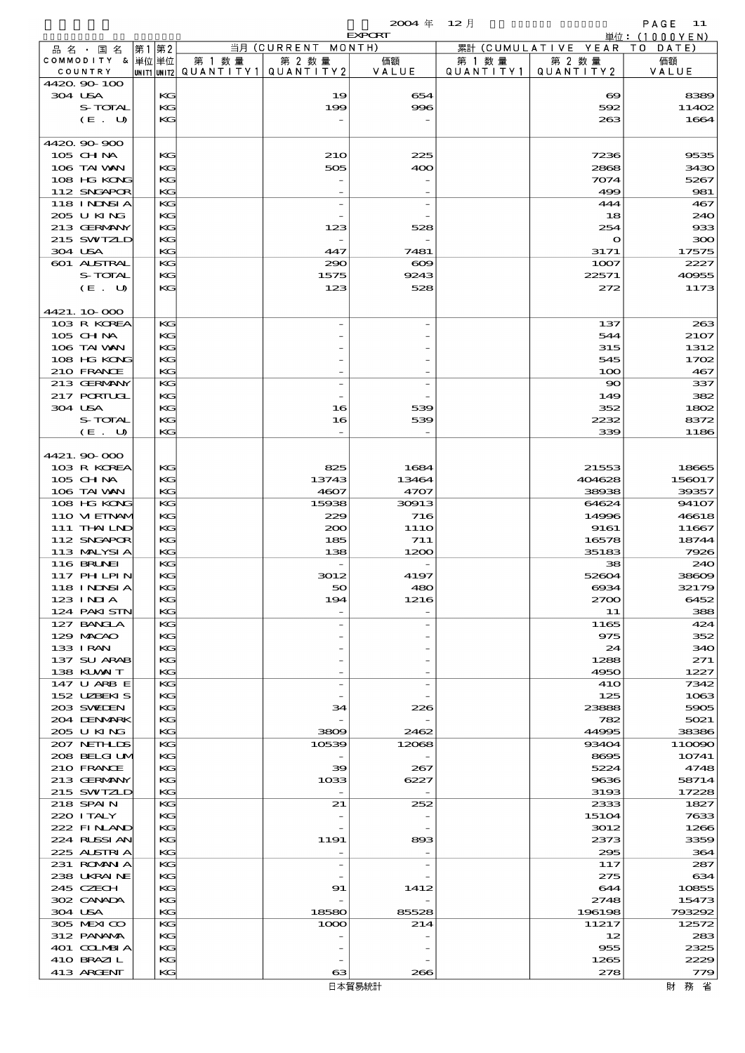2004 年 12 月 EXPORT

単位：(1000YEN)

| 品名・国名 COMMODITY & COUNTRY | 第1単位 UNIT1 | 第2単位 UNIT2 | 当月 (CURRENT MONTH) 第1数量 QUANTITY1 | 第2数量 QUANTITY2 | 価額 VALUE | 累計 (CUMULATIVE YEAR TO DATE) 第1数量 QUANTITY1 | 第2数量 QUANTITY2 | 価額 VALUE |
|---|---|---|---|---|---|---|---|---|
| 4420.90-100 | | | | | | | | |
| 304 USA | | KG | | 19 | 654 | | 69 | 8389 |
| S-TOTAL | | KG | | 199 | 996 | | 592 | 11402 |
| (E. U) | | KG | | - | - | | 263 | 1664 |
| 4420.90-900 | | | | | | | | |
| 105 CHINA | | KG | | 210 | 225 | | 7236 | 9535 |
| 106 TAIWAN | | KG | | 505 | 400 | | 2868 | 3430 |
| 108 HG KONG | | KG | | - | - | | 7074 | 5267 |
| 112 SNGAPOR | | KG | | - | - | | 499 | 981 |
| 118 INDNSIA | | KG | | - | - | | 444 | 467 |
| 205 U KING | | KG | | - | - | | 18 | 240 |
| 213 GERMANY | | KG | | 123 | 528 | | 254 | 933 |
| 215 SWITZLD | | KG | | - | - | | 0 | 300 |
| 304 USA | | KG | | 447 | 7481 | | 3171 | 17575 |
| 601 AUSTRAL | | KG | | 290 | 609 | | 1007 | 2227 |
| S-TOTAL | | KG | | 1575 | 9243 | | 22571 | 40955 |
| (E. U) | | KG | | 123 | 528 | | 272 | 1173 |
| 4421.10-000 | | | | | | | | |
| 103 R KOREA | | KG | | - | - | | 137 | 263 |
| 105 CHINA | | KG | | - | - | | 544 | 2107 |
| 106 TAIWAN | | KG | | - | - | | 315 | 1312 |
| 108 HG KONG | | KG | | - | - | | 545 | 1702 |
| 210 FRANCE | | KG | | - | - | | 100 | 467 |
| 213 GERMANY | | KG | | - | - | | 90 | 337 |
| 217 PORTUGL | | KG | | - | - | | 149 | 382 |
| 304 USA | | KG | | 16 | 539 | | 352 | 1802 |
| S-TOTAL | | KG | | 16 | 539 | | 2232 | 8372 |
| (E. U) | | KG | | - | - | | 339 | 1186 |
| 4421.90-000 | | | | | | | | |
| 103 R KOREA | | KG | | 825 | 1684 | | 21553 | 18665 |
| 105 CHINA | | KG | | 13743 | 13464 | | 404628 | 156017 |
| 106 TAIWAN | | KG | | 4607 | 4707 | | 38938 | 39357 |
| 108 HG KONG | | KG | | 15938 | 30913 | | 64624 | 94107 |
| 110 VIETNAM | | KG | | 229 | 716 | | 14996 | 46618 |
| 111 THAILND | | KG | | 200 | 1110 | | 9161 | 11667 |
| 112 SNGAPOR | | KG | | 185 | 711 | | 16578 | 18744 |
| 113 MALYSIA | | KG | | 138 | 1200 | | 35183 | 7926 |
| 116 BRUNEI | | KG | | - | - | | 38 | 240 |
| 117 PHILPIN | | KG | | 3012 | 4197 | | 52604 | 38609 |
| 118 INDNSIA | | KG | | 50 | 480 | | 6934 | 32179 |
| 123 INDIA | | KG | | 194 | 1216 | | 2700 | 6452 |
| 124 PAKISTN | | KG | | - | - | | 11 | 388 |
| 127 BANGLA | | KG | | - | - | | 1165 | 424 |
| 129 MACAO | | KG | | - | - | | 975 | 352 |
| 133 IRAN | | KG | | - | - | | 24 | 340 |
| 137 SU ARAB | | KG | | - | - | | 1288 | 271 |
| 138 KUWAIT | | KG | | - | - | | 4950 | 1227 |
| 147 U ARB E | | KG | | - | - | | 410 | 7342 |
| 152 UZBEKIS | | KG | | - | - | | 125 | 1063 |
| 203 SWEDEN | | KG | | 34 | 226 | | 23888 | 5905 |
| 204 DENMARK | | KG | | - | - | | 782 | 5021 |
| 205 U KING | | KG | | 3809 | 2462 | | 44995 | 38386 |
| 207 NETHLDS | | KG | | 10539 | 12068 | | 93404 | 110090 |
| 208 BELGIUM | | KG | | - | - | | 8695 | 10741 |
| 210 FRANCE | | KG | | 39 | 267 | | 5224 | 4748 |
| 213 GERMANY | | KG | | 1033 | 6227 | | 9636 | 58714 |
| 215 SWITZLD | | KG | | - | - | | 3193 | 17228 |
| 218 SPAIN | | KG | | 21 | 252 | | 2333 | 1827 |
| 220 ITALY | | KG | | - | - | | 15104 | 7633 |
| 222 FINLAND | | KG | | - | - | | 3012 | 1266 |
| 224 RUSSIAN | | KG | | 1191 | 893 | | 2373 | 3359 |
| 225 AUSTRIA | | KG | | - | - | | 295 | 364 |
| 231 ROMANIA | | KG | | - | - | | 117 | 287 |
| 238 UKRAINE | | KG | | - | - | | 275 | 634 |
| 245 CZECH | | KG | | 91 | 1412 | | 644 | 10855 |
| 302 CANADA | | KG | | - | - | | 2748 | 15473 |
| 304 USA | | KG | | 18580 | 85528 | | 196198 | 793292 |
| 305 MEXICO | | KG | | 1000 | 214 | | 11217 | 12572 |
| 312 PANAMA | | KG | | - | - | | 12 | 283 |
| 401 COLMBIA | | KG | | - | - | | 955 | 2325 |
| 410 BRAZIL | | KG | | - | - | | 1265 | 2229 |
| 413 ARGENT | | KG | | 63 | 266 | | 278 | 779 |

日本貿易統計　財務省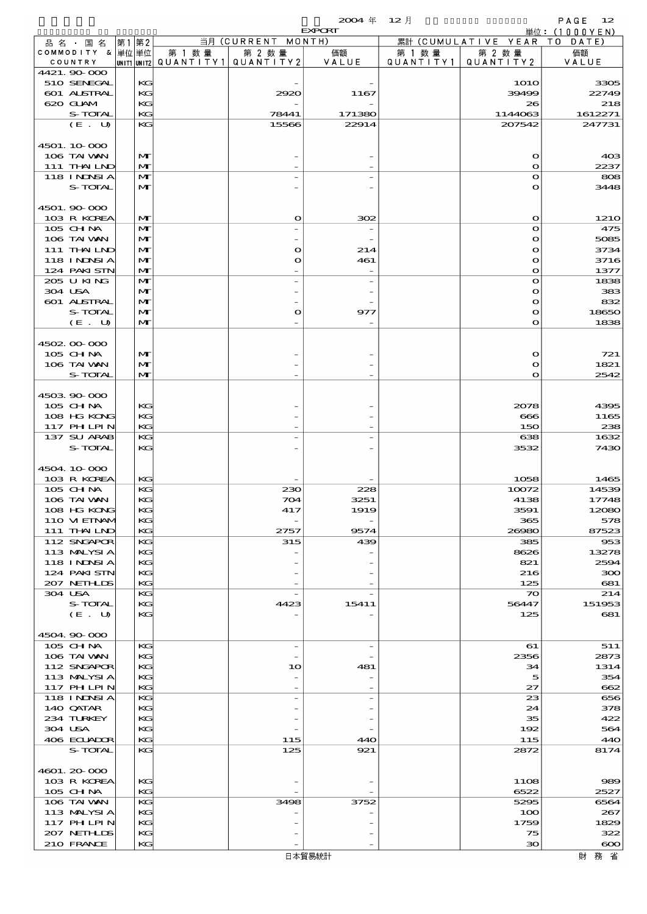2004 年 12 月 EXPORT

単位：(1000YEN)

| 品名・国名 COMMODITY & COUNTRY | 第1 単位 UNIT1 | 第2 単位 UNIT2 | 当月 (CURRENT MONTH) 第1数量 QUANTITY1 | 第2数量 QUANTITY2 | 価額 VALUE | 累計 (CUMULATIVE YEAR TO DATE) 第1数量 QUANTITY1 | 第2数量 QUANTITY2 | 価額 VALUE |
|---|---|---|---|---|---|---|---|---|
| 4421.90-000 | | | | | | | | |
| 510 SENEGAL | | KG | | - | - | | 1010 | 3305 |
| 601 AUSTRAL | | KG | | 2920 | 1167 | | 39499 | 22749 |
| 620 GUAM | | KG | | - | - | | 26 | 218 |
| S-TOTAL | | KG | | 78441 | 171380 | | 1144063 | 1612271 |
| (E. U) | | KG | | 15566 | 22914 | | 207542 | 247731 |
| 4501.10-000 | | | | | | | | |
| 106 TAIWAN | | MT | | - | - | | 0 | 403 |
| 111 THAILND | | MT | | - | - | | 0 | 2237 |
| 118 INDNSIA | | MT | | - | - | | 0 | 808 |
| S-TOTAL | | MT | | - | - | | 0 | 3448 |
| 4501.90-000 | | | | | | | | |
| 103 R KOREA | | MT | | 0 | 302 | | 0 | 1210 |
| 105 CHINA | | MT | | - | - | | 0 | 475 |
| 106 TAIWAN | | MT | | - | - | | 0 | 5085 |
| 111 THAILND | | MT | | 0 | 214 | | 0 | 3734 |
| 118 INDNSIA | | MT | | 0 | 461 | | 0 | 3716 |
| 124 PAKISTN | | MT | | - | - | | 0 | 1377 |
| 205 U KING | | MT | | - | - | | 0 | 1838 |
| 304 USA | | MT | | - | - | | 0 | 383 |
| 601 AUSTRAL | | MT | | - | - | | 0 | 832 |
| S-TOTAL | | MT | | 0 | 977 | | 0 | 18650 |
| (E. U) | | MT | | - | - | | 0 | 1838 |
| 4502.00-000 | | | | | | | | |
| 105 CHINA | | MT | | - | - | | 0 | 721 |
| 106 TAIWAN | | MT | | - | - | | 0 | 1821 |
| S-TOTAL | | MT | | - | - | | 0 | 2542 |
| 4503.90-000 | | | | | | | | |
| 105 CHINA | | KG | | - | - | | 2078 | 4395 |
| 108 HG KONG | | KG | | - | - | | 666 | 1165 |
| 117 PHILPIN | | KG | | - | - | | 150 | 238 |
| 137 SU ARAB | | KG | | - | - | | 638 | 1632 |
| S-TOTAL | | KG | | - | - | | 3532 | 7430 |
| 4504.10-000 | | | | | | | | |
| 103 R KOREA | | KG | | - | - | | 1058 | 1465 |
| 105 CHINA | | KG | | 230 | 228 | | 10072 | 14539 |
| 106 TAIWAN | | KG | | 704 | 3251 | | 4138 | 17748 |
| 108 HG KONG | | KG | | 417 | 1919 | | 3591 | 12080 |
| 110 VIETNAM | | KG | | - | - | | 365 | 578 |
| 111 THAILND | | KG | | 2757 | 9574 | | 26980 | 87523 |
| 112 SNGAPOR | | KG | | 315 | 439 | | 385 | 953 |
| 113 MALYSIA | | KG | | - | - | | 8626 | 13278 |
| 118 INDNSIA | | KG | | - | - | | 821 | 2594 |
| 124 PAKISTN | | KG | | - | - | | 216 | 300 |
| 207 NETHLDS | | KG | | - | - | | 125 | 681 |
| 304 USA | | KG | | - | - | | 70 | 214 |
| S-TOTAL | | KG | | 4423 | 15411 | | 56447 | 151953 |
| (E. U) | | KG | | - | - | | 125 | 681 |
| 4504.90-000 | | | | | | | | |
| 105 CHINA | | KG | | - | - | | 61 | 511 |
| 106 TAIWAN | | KG | | - | - | | 2356 | 2873 |
| 112 SNGAPOR | | KG | | 10 | 481 | | 34 | 1314 |
| 113 MALYSIA | | KG | | - | - | | 5 | 354 |
| 117 PHILPIN | | KG | | - | - | | 27 | 662 |
| 118 INDNSIA | | KG | | - | - | | 23 | 656 |
| 140 QATAR | | KG | | - | - | | 24 | 378 |
| 234 TURKEY | | KG | | - | - | | 35 | 422 |
| 304 USA | | KG | | - | - | | 192 | 564 |
| 406 ECUADOR | | KG | | 115 | 440 | | 115 | 440 |
| S-TOTAL | | KG | | 125 | 921 | | 2872 | 8174 |
| 4601.20-000 | | | | | | | | |
| 103 R KOREA | | KG | | - | - | | 1108 | 989 |
| 105 CHINA | | KG | | - | - | | 6522 | 2527 |
| 106 TAIWAN | | KG | | 3498 | 3752 | | 5295 | 6564 |
| 113 MALYSIA | | KG | | - | - | | 100 | 267 |
| 117 PHILPIN | | KG | | - | - | | 1759 | 1829 |
| 207 NETHLDS | | KG | | - | - | | 75 | 322 |
| 210 FRANCE | | KG | | - | - | | 30 | 600 |

日本貿易統計　財務省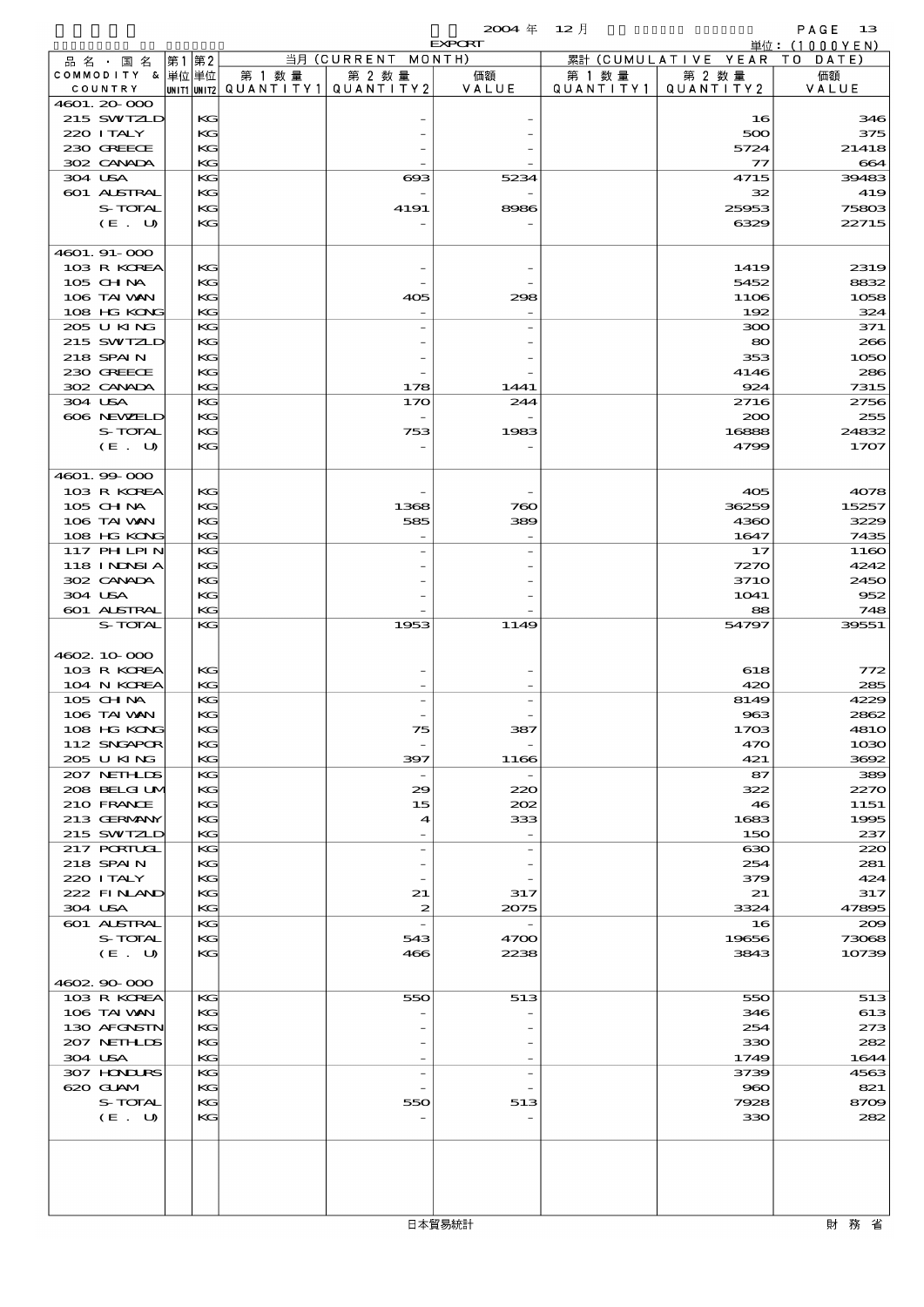2004 年 12 月 EXPORT

単位：(1000YEN)

| 品名・国名 COMMODITY & COUNTRY | 第1 単位 UNIT1 | 第2 単位 UNIT2 | 当月 (CURRENT MONTH) 第1数量 QUANTITY1 | 第2数量 QUANTITY2 | 価額 VALUE | 累計 (CUMULATIVE YEAR TO DATE) 第1数量 QUANTITY1 | 第2数量 QUANTITY2 | 価額 VALUE |
|---|---|---|---|---|---|---|---|---|
| 4601.20-000 | | | | | | | | |
| 215 SWTZLD | | KG | | - | - | | 16 | 346 |
| 220 ITALY | | KG | | - | - | | 500 | 375 |
| 230 GREECE | | KG | | - | - | | 5724 | 21418 |
| 302 CANADA | | KG | | - | - | | 77 | 664 |
| 304 USA | | KG | | 693 | 5234 | | 4715 | 39483 |
| 601 AUSTRAL | | KG | | - | - | | 32 | 419 |
| S-TOTAL | | KG | | 4191 | 8986 | | 25953 | 75803 |
| (E. U) | | KG | | - | - | | 6329 | 22715 |
| 4601.91-000 | | | | | | | | |
| 103 R KOREA | | KG | | - | - | | 1419 | 2319 |
| 105 CHINA | | KG | | - | - | | 5452 | 8832 |
| 106 TAIWAN | | KG | | 405 | 298 | | 1106 | 1058 |
| 108 HG KONG | | KG | | - | - | | 192 | 324 |
| 205 U KING | | KG | | - | - | | 300 | 371 |
| 215 SWTZLD | | KG | | - | - | | 80 | 266 |
| 218 SPAIN | | KG | | - | - | | 353 | 1050 |
| 230 GREECE | | KG | | - | - | | 4146 | 286 |
| 302 CANADA | | KG | | 178 | 1441 | | 924 | 7315 |
| 304 USA | | KG | | 170 | 244 | | 2716 | 2756 |
| 606 NEWZELD | | KG | | - | - | | 200 | 255 |
| S-TOTAL | | KG | | 753 | 1983 | | 16888 | 24832 |
| (E. U) | | KG | | - | - | | 4799 | 1707 |
| 4601.99-000 | | | | | | | | |
| 103 R KOREA | | KG | | - | - | | 405 | 4078 |
| 105 CHINA | | KG | | 1368 | 760 | | 36259 | 15257 |
| 106 TAIWAN | | KG | | 585 | 389 | | 4360 | 3229 |
| 108 HG KONG | | KG | | - | - | | 1647 | 7435 |
| 117 PHLPIN | | KG | | - | - | | 17 | 1160 |
| 118 INDNSIA | | KG | | - | - | | 7270 | 4242 |
| 302 CANADA | | KG | | - | - | | 3710 | 2450 |
| 304 USA | | KG | | - | - | | 1041 | 952 |
| 601 AUSTRAL | | KG | | - | - | | 88 | 748 |
| S-TOTAL | | KG | | 1953 | 1149 | | 54797 | 39551 |
| 4602.10-000 | | | | | | | | |
| 103 R KOREA | | KG | | - | - | | 618 | 772 |
| 104 N KOREA | | KG | | - | - | | 420 | 285 |
| 105 CHINA | | KG | | - | - | | 8149 | 4229 |
| 106 TAIWAN | | KG | | - | - | | 963 | 2862 |
| 108 HG KONG | | KG | | 75 | 387 | | 1703 | 4810 |
| 112 SNGAPOR | | KG | | - | - | | 470 | 1030 |
| 205 U KING | | KG | | 397 | 1166 | | 421 | 3692 |
| 207 NETHLDS | | KG | | - | - | | 87 | 389 |
| 208 BELGIUM | | KG | | 29 | 220 | | 322 | 2270 |
| 210 FRANCE | | KG | | 15 | 202 | | 46 | 1151 |
| 213 GERMANY | | KG | | 4 | 333 | | 1683 | 1995 |
| 215 SWTZLD | | KG | | - | - | | 150 | 237 |
| 217 PORTUGL | | KG | | - | - | | 630 | 220 |
| 218 SPAIN | | KG | | - | - | | 254 | 281 |
| 220 ITALY | | KG | | - | - | | 379 | 424 |
| 222 FINLAND | | KG | | 21 | 317 | | 21 | 317 |
| 304 USA | | KG | | 2 | 2075 | | 3324 | 47895 |
| 601 AUSTRAL | | KG | | - | - | | 16 | 209 |
| S-TOTAL | | KG | | 543 | 4700 | | 19656 | 73068 |
| (E. U) | | KG | | 466 | 2238 | | 3843 | 10739 |
| 4602.90-000 | | | | | | | | |
| 103 R KOREA | | KG | | 550 | 513 | | 550 | 513 |
| 106 TAIWAN | | KG | | - | - | | 346 | 613 |
| 130 AFGNSTN | | KG | | - | - | | 254 | 273 |
| 207 NETHLDS | | KG | | - | - | | 330 | 282 |
| 304 USA | | KG | | - | - | | 1749 | 1644 |
| 307 HONDURS | | KG | | - | - | | 3739 | 4563 |
| 620 GUAM | | KG | | - | - | | 960 | 821 |
| S-TOTAL | | KG | | 550 | 513 | | 7928 | 8709 |
| (E. U) | | KG | | - | - | | 330 | 282 |

日本貿易統計　　財務省